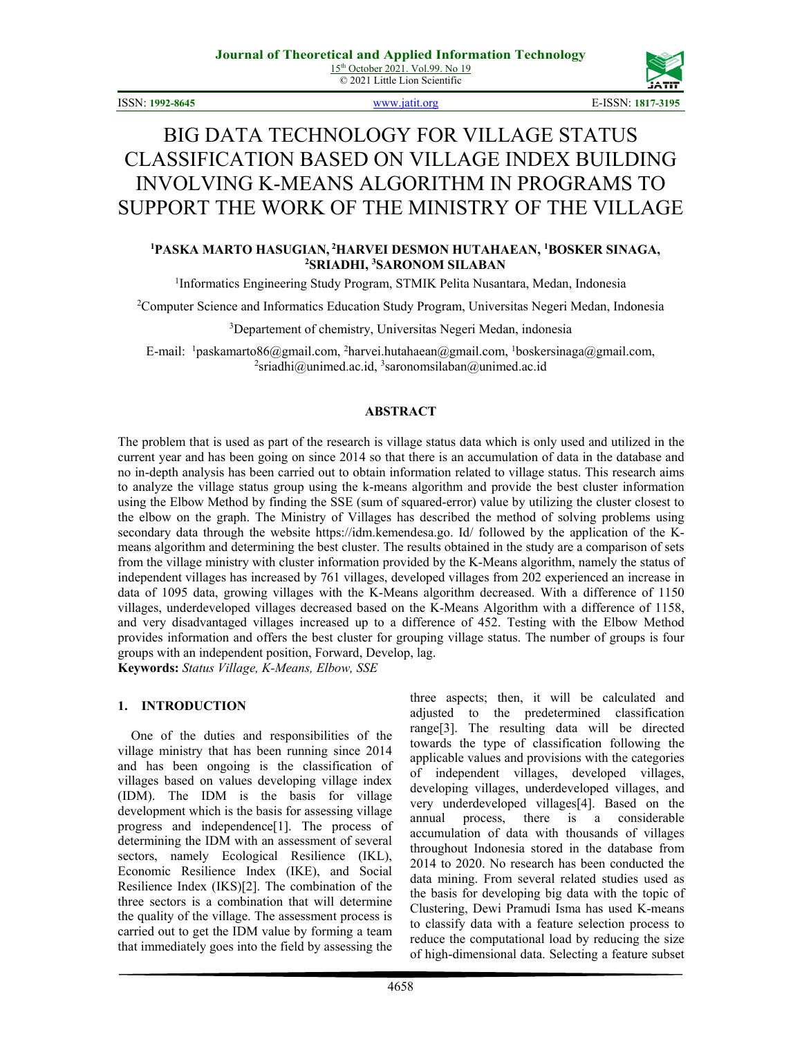# BIG DATA TECHNOLOGY FOR VILLAGE STATUS CLASSIFICATION BASED ON VILLAGE INDEX BUILDING INVOLVING K-MEANS ALGORITHM IN PROGRAMS TO SUPPORT THE WORK OF THE MINISTRY OF THE VILLAGE

**[1]PASKA MARTO HASUGIAN, [2]HARVEI DESMON HUTAHAEAN, [1]BOSKER SINAGA, [2]SRIADHI, [3]SARONOM SILABAN**

[1]Informatics Engineering Study Program, STMIK Pelita Nusantara, Medan, Indonesia

[2]Computer Science and Informatics Education Study Program, Universitas Negeri Medan, Indonesia

[3]Departement of chemistry, Universitas Negeri Medan, indonesia

E-mail: [1]paskamarto86@gmail.com, [2]harvei.hutahaean@gmail.com, [1]boskersinaga@gmail.com, [2]sriadhi@unimed.ac.id, [3]saronomsilaban@unimed.ac.id

## ABSTRACT

The problem that is used as part of the research is village status data which is only used and utilized in the current year and has been going on since 2014 so that there is an accumulation of data in the database and no in-depth analysis has been carried out to obtain information related to village status. This research aims to analyze the village status group using the k-means algorithm and provide the best cluster information using the Elbow Method by finding the SSE (sum of squared-error) value by utilizing the cluster closest to the elbow on the graph. The Ministry of Villages has described the method of solving problems using secondary data through the website https://idm.kemendesa.go. Id/ followed by the application of the K-means algorithm and determining the best cluster. The results obtained in the study are a comparison of sets from the village ministry with cluster information provided by the K-Means algorithm, namely the status of independent villages has increased by 761 villages, developed villages from 202 experienced an increase in data of 1095 data, growing villages with the K-Means algorithm decreased. With a difference of 1150 villages, underdeveloped villages decreased based on the K-Means Algorithm with a difference of 1158, and very disadvantaged villages increased up to a difference of 452. Testing with the Elbow Method provides information and offers the best cluster for grouping village status. The number of groups is four groups with an independent position, Forward, Develop, lag.

**Keywords:** *Status Village, K-Means, Elbow, SSE*

## 1. INTRODUCTION

One of the duties and responsibilities of the village ministry that has been running since 2014 and has been ongoing is the classification of villages based on values developing village index (IDM). The IDM is the basis for village development which is the basis for assessing village progress and independence[1]. The process of determining the IDM with an assessment of several sectors, namely Ecological Resilience (IKL), Economic Resilience Index (IKE), and Social Resilience Index (IKS)[2]. The combination of the three sectors is a combination that will determine the quality of the village. The assessment process is carried out to get the IDM value by forming a team that immediately goes into the field by assessing the three aspects; then, it will be calculated and adjusted to the predetermined classification range[3]. The resulting data will be directed towards the type of classification following the applicable values and provisions with the categories of independent villages, developed villages, developing villages, underdeveloped villages, and very underdeveloped villages[4]. Based on the annual process, there is a considerable accumulation of data with thousands of villages throughout Indonesia stored in the database from 2014 to 2020. No research has been conducted the data mining. From several related studies used as the basis for developing big data with the topic of Clustering, Dewi Pramudi Isma has used K-means to classify data with a feature selection process to reduce the computational load by reducing the size of high-dimensional data. Selecting a feature subset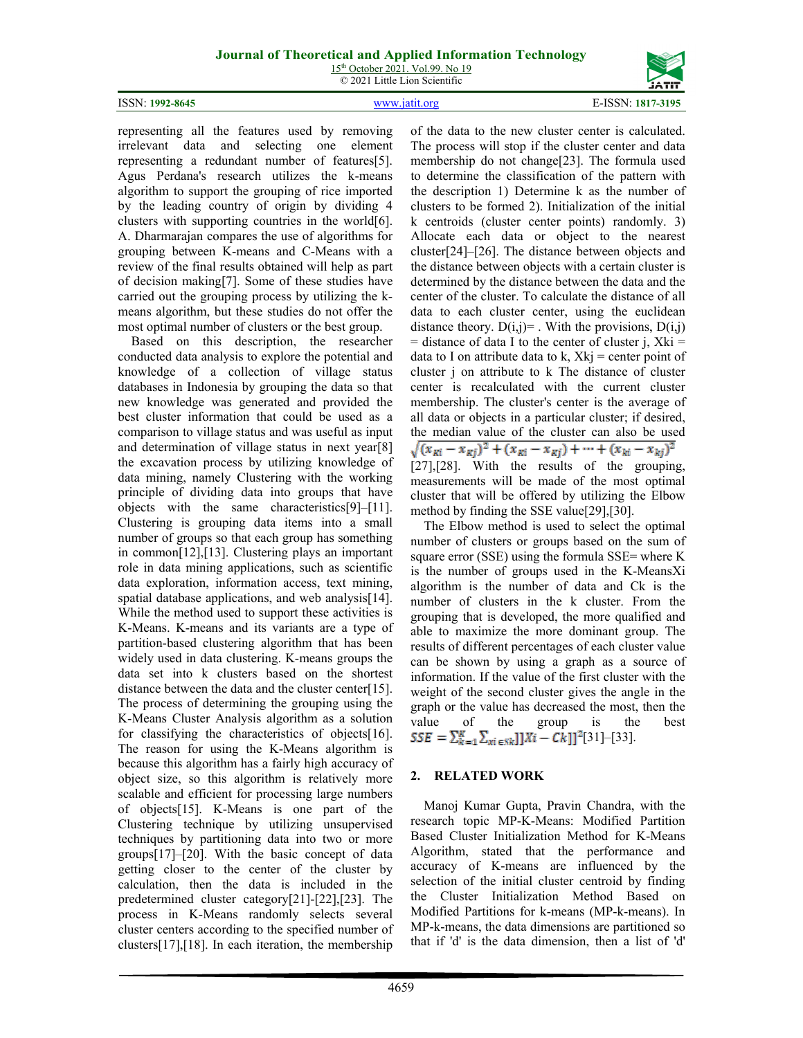representing all the features used by removing irrelevant data and selecting one element representing a redundant number of features[5]. Agus Perdana's research utilizes the k-means algorithm to support the grouping of rice imported by the leading country of origin by dividing 4 clusters with supporting countries in the world[6]. A. Dharmarajan compares the use of algorithms for grouping between K-means and C-Means with a review of the final results obtained will help as part of decision making[7]. Some of these studies have carried out the grouping process by utilizing the k-means algorithm, but these studies do not offer the most optimal number of clusters or the best group.

Based on this description, the researcher conducted data analysis to explore the potential and knowledge of a collection of village status databases in Indonesia by grouping the data so that new knowledge was generated and provided the best cluster information that could be used as a comparison to village status and was useful as input and determination of village status in next year[8] the excavation process by utilizing knowledge of data mining, namely Clustering with the working principle of dividing data into groups that have objects with the same characteristics[9]–[11]. Clustering is grouping data items into a small number of groups so that each group has something in common[12],[13]. Clustering plays an important role in data mining applications, such as scientific data exploration, information access, text mining, spatial database applications, and web analysis[14]. While the method used to support these activities is K-Means. K-means and its variants are a type of partition-based clustering algorithm that has been widely used in data clustering. K-means groups the data set into k clusters based on the shortest distance between the data and the cluster center[15]. The process of determining the grouping using the K-Means Cluster Analysis algorithm as a solution for classifying the characteristics of objects[16]. The reason for using the K-Means algorithm is because this algorithm has a fairly high accuracy of object size, so this algorithm is relatively more scalable and efficient for processing large numbers of objects[15]. K-Means is one part of the Clustering technique by utilizing unsupervised techniques by partitioning data into two or more groups[17]–[20]. With the basic concept of data getting closer to the center of the cluster by calculation, then the data is included in the predetermined cluster category[21]-[22],[23]. The process in K-Means randomly selects several cluster centers according to the specified number of clusters[17],[18]. In each iteration, the membership of the data to the new cluster center is calculated. The process will stop if the cluster center and data membership do not change[23]. The formula used to determine the classification of the pattern with the description 1) Determine k as the number of clusters to be formed 2). Initialization of the initial k centroids (cluster center points) randomly. 3) Allocate each data or object to the nearest cluster[24]–[26]. The distance between objects and the distance between objects with a certain cluster is determined by the distance between the data and the center of the cluster. To calculate the distance of all data to each cluster center, using the euclidean distance theory. D(i,j)= . With the provisions, D(i,j) = distance of data I to the center of cluster j, Xki = data to I on attribute data to k, Xkj = center point of cluster j on attribute to k The distance of cluster center is recalculated with the current cluster membership. The cluster's center is the average of all data or objects in a particular cluster; if desired, the median value of the cluster can also be used

$$\sqrt{(x_{Ki}-x_{Kj})^2+(x_{Ki}-x_{Kj})+\cdots+(x_{ki}-x_{kj})^2}$$

[27],[28]. With the results of the grouping, measurements will be made of the most optimal cluster that will be offered by utilizing the Elbow method by finding the SSE value[29],[30].

The Elbow method is used to select the optimal number of clusters or groups based on the sum of square error (SSE) using the formula SSE= where K is the number of groups used in the K-MeansXi algorithm is the number of data and Ck is the number of clusters in the k cluster. From the grouping that is developed, the more qualified and able to maximize the more dominant group. The results of different percentages of each cluster value can be shown by using a graph as a source of information. If the value of the first cluster with the weight of the second cluster gives the angle in the graph or the value has decreased the most, then the value of the group is the best $SSE = \sum_{k=1}^{K}\sum_{xi\in Sk}]]Xi - Ck]]^2$[31]–[33].

## 2. RELATED WORK

Manoj Kumar Gupta, Pravin Chandra, with the research topic MP-K-Means: Modified Partition Based Cluster Initialization Method for K-Means Algorithm, stated that the performance and accuracy of K-means are influenced by the selection of the initial cluster centroid by finding the Cluster Initialization Method Based on Modified Partitions for k-means (MP-k-means). In MP-k-means, the data dimensions are partitioned so that if 'd' is the data dimension, then a list of 'd'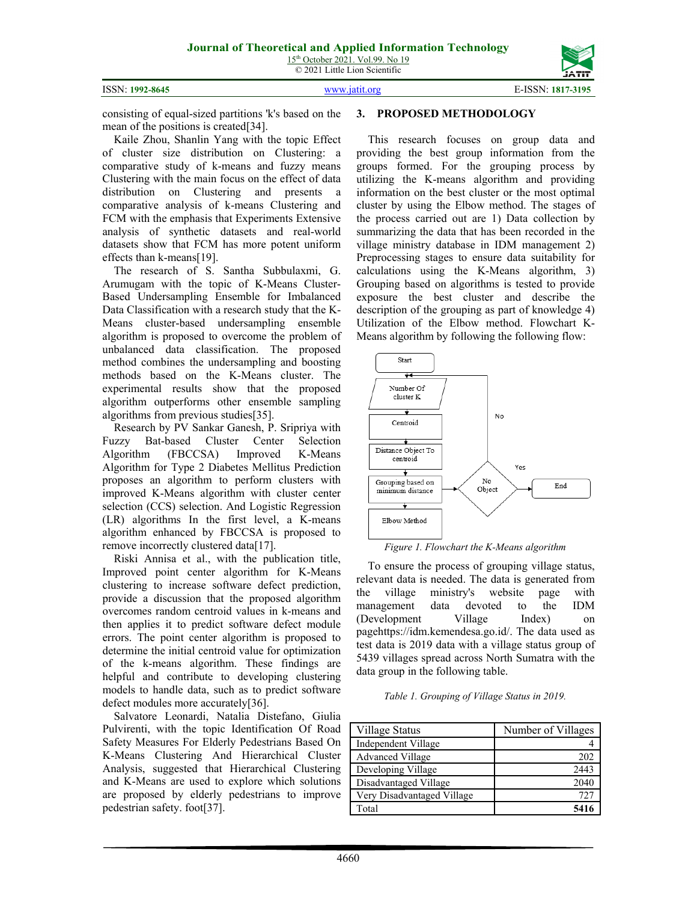consisting of equal-sized partitions 'k's based on the mean of the positions is created[34].

Kaile Zhou, Shanlin Yang with the topic Effect of cluster size distribution on Clustering: a comparative study of k-means and fuzzy means Clustering with the main focus on the effect of data distribution on Clustering and presents a comparative analysis of k-means Clustering and FCM with the emphasis that Experiments Extensive analysis of synthetic datasets and real-world datasets show that FCM has more potent uniform effects than k-means[19].

The research of S. Santha Subbulaxmi, G. Arumugam with the topic of K-Means Cluster-Based Undersampling Ensemble for Imbalanced Data Classification with a research study that the K-Means cluster-based undersampling ensemble algorithm is proposed to overcome the problem of unbalanced data classification. The proposed method combines the undersampling and boosting methods based on the K-Means cluster. The experimental results show that the proposed algorithm outperforms other ensemble sampling algorithms from previous studies[35].

Research by PV Sankar Ganesh, P. Sripriya with Fuzzy Bat-based Cluster Center Selection Algorithm (FBCCSA) Improved K-Means Algorithm for Type 2 Diabetes Mellitus Prediction proposes an algorithm to perform clusters with improved K-Means algorithm with cluster center selection (CCS) selection. And Logistic Regression (LR) algorithms In the first level, a K-means algorithm enhanced by FBCCSA is proposed to remove incorrectly clustered data[17].

Riski Annisa et al., with the publication title, Improved point center algorithm for K-Means clustering to increase software defect prediction, provide a discussion that the proposed algorithm overcomes random centroid values in k-means and then applies it to predict software defect module errors. The point center algorithm is proposed to determine the initial centroid value for optimization of the k-means algorithm. These findings are helpful and contribute to developing clustering models to handle data, such as to predict software defect modules more accurately[36].

Salvatore Leonardi, Natalia Distefano, Giulia Pulvirenti, with the topic Identification Of Road Safety Measures For Elderly Pedestrians Based On K-Means Clustering And Hierarchical Cluster Analysis, suggested that Hierarchical Clustering and K-Means are used to explore which solutions are proposed by elderly pedestrians to improve pedestrian safety. foot[37].

## 3. PROPOSED METHODOLOGY

This research focuses on group data and providing the best group information from the groups formed. For the grouping process by utilizing the K-means algorithm and providing information on the best cluster or the most optimal cluster by using the Elbow method. The stages of the process carried out are 1) Data collection by summarizing the data that has been recorded in the village ministry database in IDM management 2) Preprocessing stages to ensure data suitability for calculations using the K-Means algorithm, 3) Grouping based on algorithms is tested to provide exposure the best cluster and describe the description of the grouping as part of knowledge 4) Utilization of the Elbow method. Flowchart K-Means algorithm by following the following flow:

Start → Number Of cluster K → Centroid → Distance Object To centroid → Grouping based on minimum distance → No Object? (Yes → End; No → back to Number Of cluster K) → Elbow Method

*Figure 1. Flowchart the K-Means algorithm*

To ensure the process of grouping village status, relevant data is needed. The data is generated from the village ministry's website page with management data devoted to the IDM (Development Village Index) on pagehttps://idm.kemendesa.go.id/. The data used as test data is 2019 data with a village status group of 5439 villages spread across North Sumatra with the data group in the following table.

*Table 1. Grouping of Village Status in 2019.*

| Village Status | Number of Villages |
|---|---|
| Independent Village | 4 |
| Advanced Village | 202 |
| Developing Village | 2443 |
| Disadvantaged Village | 2040 |
| Very Disadvantaged Village | 727 |
| Total | **5416** |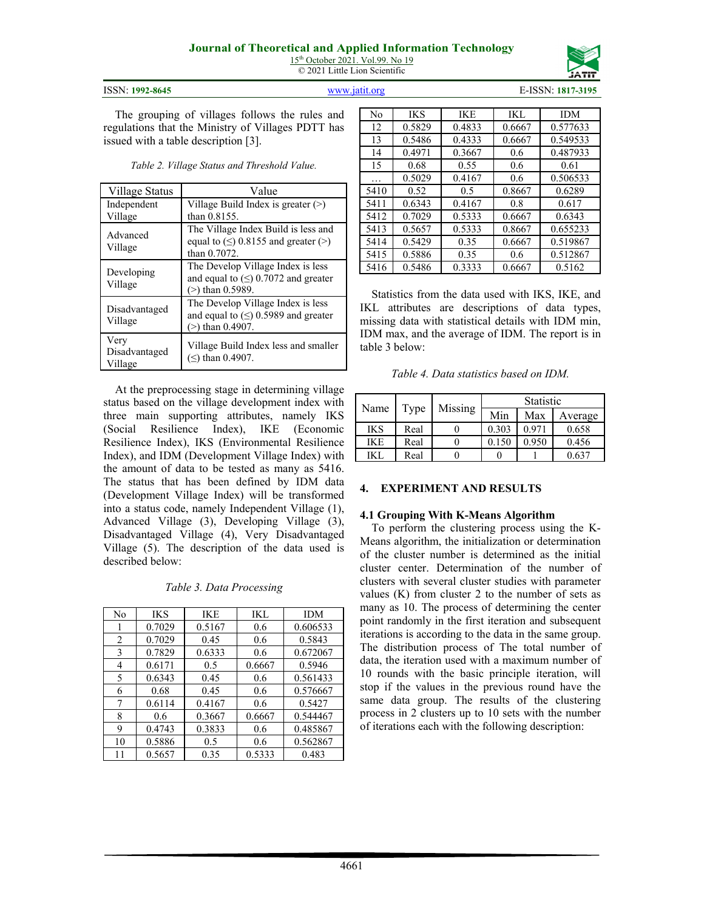The grouping of villages follows the rules and regulations that the Ministry of Villages PDTT has issued with a table description [3].

*Table 2. Village Status and Threshold Value.*

| Village Status | Value |
|---|---|
| Independent Village | Village Build Index is greater (>) than 0.8155. |
| Advanced Village | The Village Index Build is less and equal to (≤) 0.8155 and greater (>) than 0.7072. |
| Developing Village | The Develop Village Index is less and equal to (≤) 0.7072 and greater (>) than 0.5989. |
| Disadvantaged Village | The Develop Village Index is less and equal to (≤) 0.5989 and greater (>) than 0.4907. |
| Very Disadvantaged Village | Village Build Index less and smaller (≤) than 0.4907. |

At the preprocessing stage in determining village status based on the village development index with three main supporting attributes, namely IKS (Social Resilience Index), IKE (Economic Resilience Index), IKS (Environmental Resilience Index), and IDM (Development Village Index) with the amount of data to be tested as many as 5416. The status that has been defined by IDM data (Development Village Index) will be transformed into a status code, namely Independent Village (1), Advanced Village (3), Developing Village (3), Disadvantaged Village (4), Very Disadvantaged Village (5). The description of the data used is described below:

*Table 3. Data Processing*

| No | IKS | IKE | IKL | IDM |
|---|---|---|---|---|
| 1 | 0.7029 | 0.5167 | 0.6 | 0.606533 |
| 2 | 0.7029 | 0.45 | 0.6 | 0.5843 |
| 3 | 0.7829 | 0.6333 | 0.6 | 0.672067 |
| 4 | 0.6171 | 0.5 | 0.6667 | 0.5946 |
| 5 | 0.6343 | 0.45 | 0.6 | 0.561433 |
| 6 | 0.68 | 0.45 | 0.6 | 0.576667 |
| 7 | 0.6114 | 0.4167 | 0.6 | 0.5427 |
| 8 | 0.6 | 0.3667 | 0.6667 | 0.544467 |
| 9 | 0.4743 | 0.3833 | 0.6 | 0.485867 |
| 10 | 0.5886 | 0.5 | 0.6 | 0.562867 |
| 11 | 0.5657 | 0.35 | 0.5333 | 0.483 |
| 12 | 0.5829 | 0.4833 | 0.6667 | 0.577633 |
| 13 | 0.5486 | 0.4333 | 0.6667 | 0.549533 |
| 14 | 0.4971 | 0.3667 | 0.6 | 0.487933 |
| 15 | 0.68 | 0.55 | 0.6 | 0.61 |
| … | 0.5029 | 0.4167 | 0.6 | 0.506533 |
| 5410 | 0.52 | 0.5 | 0.8667 | 0.6289 |
| 5411 | 0.6343 | 0.4167 | 0.8 | 0.617 |
| 5412 | 0.7029 | 0.5333 | 0.6667 | 0.6343 |
| 5413 | 0.5657 | 0.5333 | 0.8667 | 0.655233 |
| 5414 | 0.5429 | 0.35 | 0.6667 | 0.519867 |
| 5415 | 0.5886 | 0.35 | 0.6 | 0.512867 |
| 5416 | 0.5486 | 0.3333 | 0.6667 | 0.5162 |

Statistics from the data used with IKS, IKE, and IKL attributes are descriptions of data types, missing data with statistical details with IDM min, IDM max, and the average of IDM. The report is in table 3 below:

*Table 4. Data statistics based on IDM.*

| Name | Type | Missing | Statistic | | |
|---|---|---|---|---|---|
| | | | Min | Max | Average |
| IKS | Real | 0 | 0.303 | 0.971 | 0.658 |
| IKE | Real | 0 | 0.150 | 0.950 | 0.456 |
| IKL | Real | 0 | 0 | 1 | 0.637 |

## 4. EXPERIMENT AND RESULTS

### 4.1 Grouping With K-Means Algorithm

To perform the clustering process using the K-Means algorithm, the initialization or determination of the cluster number is determined as the initial cluster center. Determination of the number of clusters with several cluster studies with parameter values (K) from cluster 2 to the number of sets as many as 10. The process of determining the center point randomly in the first iteration and subsequent iterations is according to the data in the same group. The distribution process of The total number of data, the iteration used with a maximum number of 10 rounds with the basic principle iteration, will stop if the values in the previous round have the same data group. The results of the clustering process in 2 clusters up to 10 sets with the number of iterations each with the following description: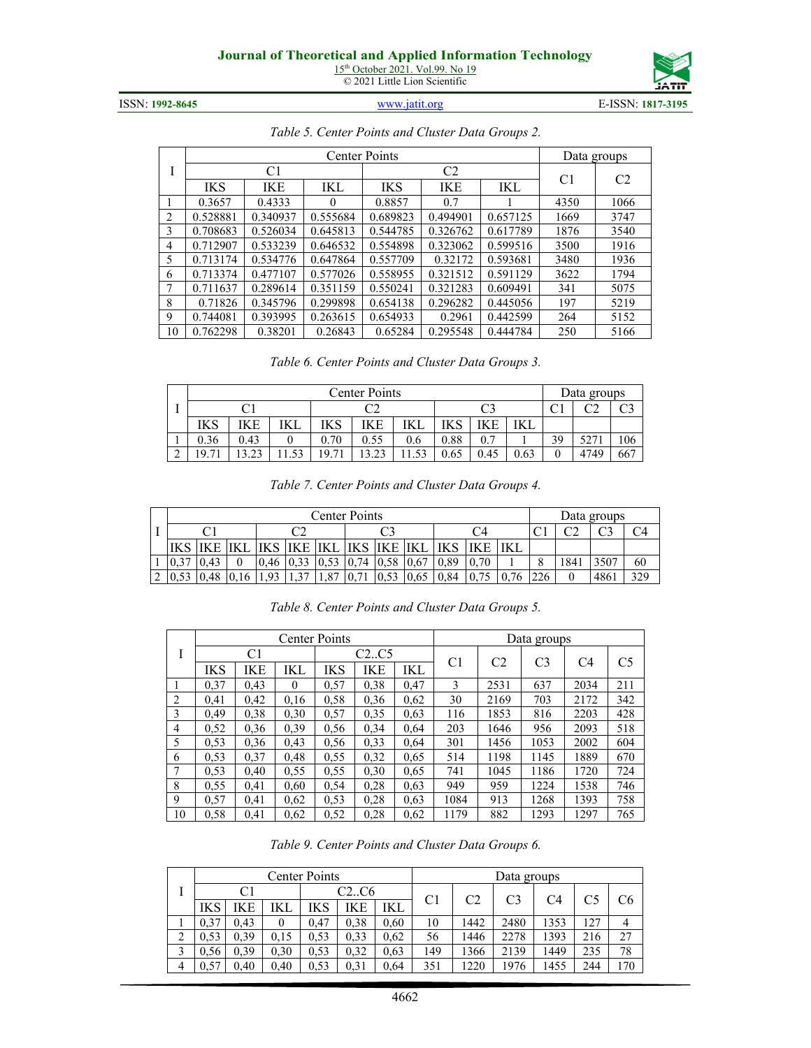*Table 5. Center Points and Cluster Data Groups 2.*

| I | Center Points | | | | | | Data groups | |
|---|---|---|---|---|---|---|---|---|
| | C1 | | | C2 | | | C1 | C2 |
| | IKS | IKE | IKL | IKS | IKE | IKL | | |
| 1 | 0.3657 | 0.4333 | 0 | 0.8857 | 0.7 | 1 | 4350 | 1066 |
| 2 | 0.528881 | 0.340937 | 0.555684 | 0.689823 | 0.494901 | 0.657125 | 1669 | 3747 |
| 3 | 0.708683 | 0.526034 | 0.645813 | 0.544785 | 0.326762 | 0.617789 | 1876 | 3540 |
| 4 | 0.712907 | 0.533239 | 0.646532 | 0.554898 | 0.323062 | 0.599516 | 3500 | 1916 |
| 5 | 0.713174 | 0.534776 | 0.647864 | 0.557709 | 0.32172 | 0.593681 | 3480 | 1936 |
| 6 | 0.713374 | 0.477107 | 0.577026 | 0.558955 | 0.321512 | 0.591129 | 3622 | 1794 |
| 7 | 0.711637 | 0.289614 | 0.351159 | 0.550241 | 0.321283 | 0.609491 | 341 | 5075 |
| 8 | 0.71826 | 0.345796 | 0.299898 | 0.654138 | 0.296282 | 0.445056 | 197 | 5219 |
| 9 | 0.744081 | 0.393995 | 0.263615 | 0.654933 | 0.2961 | 0.442599 | 264 | 5152 |
| 10 | 0.762298 | 0.38201 | 0.26843 | 0.65284 | 0.295548 | 0.444784 | 250 | 5166 |

*Table 6. Center Points and Cluster Data Groups 3.*

| I | Center Points | | | | | | | | | Data groups | | |
|---|---|---|---|---|---|---|---|---|---|---|---|---|
| | C1 | | | C2 | | | C3 | | | C1 | C2 | C3 |
| | IKS | IKE | IKL | IKS | IKE | IKL | IKS | IKE | IKL | | | |
| 1 | 0.36 | 0.43 | 0 | 0.70 | 0.55 | 0.6 | 0.88 | 0.7 | 1 | 39 | 5271 | 106 |
| 2 | 19.71 | 13.23 | 11.53 | 19.71 | 13.23 | 11.53 | 0.65 | 0.45 | 0.63 | 0 | 4749 | 667 |

*Table 7. Center Points and Cluster Data Groups 4.*

| I | Center Points | | | | | | | | | | | | Data groups | | | |
|---|---|---|---|---|---|---|---|---|---|---|---|---|---|---|---|---|
| | C1 | | | C2 | | | C3 | | | C4 | | | C1 | C2 | C3 | C4 |
| | IKS | IKE | IKL | IKS | IKE | IKL | IKS | IKE | IKL | IKS | IKE | IKL | | | | |
| 1 | 0,37 | 0,43 | 0 | 0,46 | 0,33 | 0,53 | 0,74 | 0,58 | 0,67 | 0,89 | 0,70 | 1 | 8 | 1841 | 3507 | 60 |
| 2 | 0,53 | 0,48 | 0,16 | 1,93 | 1,37 | 1,87 | 0,71 | 0,53 | 0,65 | 0,84 | 0,75 | 0,76 | 226 | 0 | 4861 | 329 |

*Table 8. Center Points and Cluster Data Groups 5.*

| I | Center Points | | | | | | Data groups | | | | |
|---|---|---|---|---|---|---|---|---|---|---|---|
| | C1 | | | C2..C5 | | | C1 | C2 | C3 | C4 | C5 |
| | IKS | IKE | IKL | IKS | IKE | IKL | | | | | |
| 1 | 0,37 | 0,43 | 0 | 0,57 | 0,38 | 0,47 | 3 | 2531 | 637 | 2034 | 211 |
| 2 | 0,41 | 0,42 | 0,16 | 0,58 | 0,36 | 0,62 | 30 | 2169 | 703 | 2172 | 342 |
| 3 | 0,49 | 0,38 | 0,30 | 0,57 | 0,35 | 0,63 | 116 | 1853 | 816 | 2203 | 428 |
| 4 | 0,52 | 0,36 | 0,39 | 0,56 | 0,34 | 0,64 | 203 | 1646 | 956 | 2093 | 518 |
| 5 | 0,53 | 0,36 | 0,43 | 0,56 | 0,33 | 0,64 | 301 | 1456 | 1053 | 2002 | 604 |
| 6 | 0,53 | 0,37 | 0,48 | 0,55 | 0,32 | 0,65 | 514 | 1198 | 1145 | 1889 | 670 |
| 7 | 0,53 | 0,40 | 0,55 | 0,55 | 0,30 | 0,65 | 741 | 1045 | 1186 | 1720 | 724 |
| 8 | 0,55 | 0,41 | 0,60 | 0,54 | 0,28 | 0,63 | 949 | 959 | 1224 | 1538 | 746 |
| 9 | 0,57 | 0,41 | 0,62 | 0,53 | 0,28 | 0,63 | 1084 | 913 | 1268 | 1393 | 758 |
| 10 | 0,58 | 0,41 | 0,62 | 0,52 | 0,28 | 0,62 | 1179 | 882 | 1293 | 1297 | 765 |

*Table 9. Center Points and Cluster Data Groups 6.*

| I | Center Points | | | | | | Data groups | | | | | |
|---|---|---|---|---|---|---|---|---|---|---|---|---|
| | C1 | | | C2..C6 | | | C1 | C2 | C3 | C4 | C5 | C6 |
| | IKS | IKE | IKL | IKS | IKE | IKL | | | | | | |
| 1 | 0,37 | 0,43 | 0 | 0,47 | 0,38 | 0,60 | 10 | 1442 | 2480 | 1353 | 127 | 4 |
| 2 | 0,53 | 0,39 | 0,15 | 0,53 | 0,33 | 0,62 | 56 | 1446 | 2278 | 1393 | 216 | 27 |
| 3 | 0,56 | 0,39 | 0,30 | 0,53 | 0,32 | 0,63 | 149 | 1366 | 2139 | 1449 | 235 | 78 |
| 4 | 0,57 | 0,40 | 0,40 | 0,53 | 0,31 | 0,64 | 351 | 1220 | 1976 | 1455 | 244 | 170 |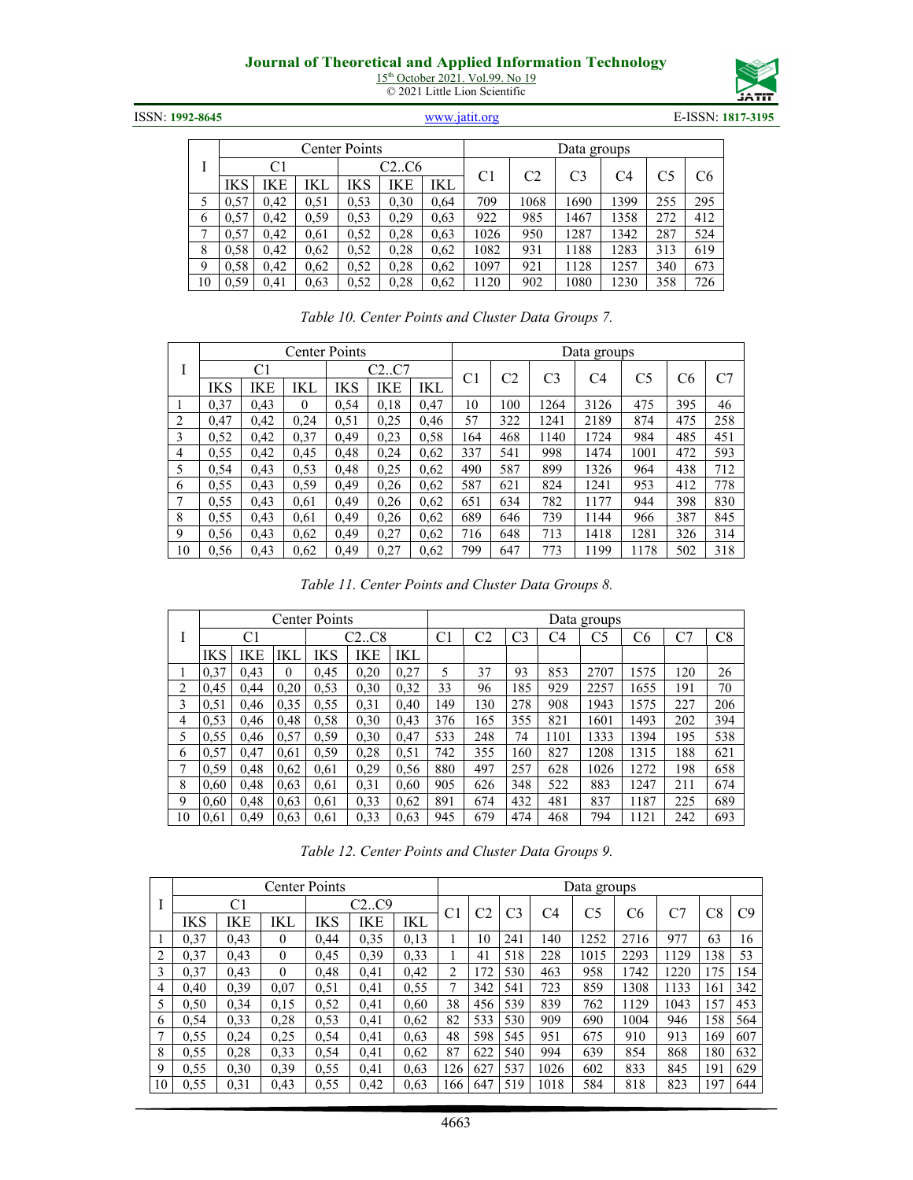| I | Center Points | | | | | | Data groups | | | | | |
|---|---|---|---|---|---|---|---|---|---|---|---|---|
| | C1 | | | C2..C6 | | | C1 | C2 | C3 | C4 | C5 | C6 |
| | IKS | IKE | IKL | IKS | IKE | IKL | | | | | | |
| 5 | 0,57 | 0,42 | 0,51 | 0,53 | 0,30 | 0,64 | 709 | 1068 | 1690 | 1399 | 255 | 295 |
| 6 | 0,57 | 0,42 | 0,59 | 0,53 | 0,29 | 0,63 | 922 | 985 | 1467 | 1358 | 272 | 412 |
| 7 | 0,57 | 0,42 | 0,61 | 0,52 | 0,28 | 0,63 | 1026 | 950 | 1287 | 1342 | 287 | 524 |
| 8 | 0,58 | 0,42 | 0,62 | 0,52 | 0,28 | 0,62 | 1082 | 931 | 1188 | 1283 | 313 | 619 |
| 9 | 0,58 | 0,42 | 0,62 | 0,52 | 0,28 | 0,62 | 1097 | 921 | 1128 | 1257 | 340 | 673 |
| 10 | 0,59 | 0,41 | 0,63 | 0,52 | 0,28 | 0,62 | 1120 | 902 | 1080 | 1230 | 358 | 726 |

*Table 10. Center Points and Cluster Data Groups 7.*

| I | Center Points | | | | | | Data groups | | | | | | |
|---|---|---|---|---|---|---|---|---|---|---|---|---|---|
| | C1 | | | C2..C7 | | | C1 | C2 | C3 | C4 | C5 | C6 | C7 |
| | IKS | IKE | IKL | IKS | IKE | IKL | | | | | | | |
| 1 | 0,37 | 0,43 | 0 | 0,54 | 0,18 | 0,47 | 10 | 100 | 1264 | 3126 | 475 | 395 | 46 |
| 2 | 0,47 | 0,42 | 0,24 | 0,51 | 0,25 | 0,46 | 57 | 322 | 1241 | 2189 | 874 | 475 | 258 |
| 3 | 0,52 | 0,42 | 0,37 | 0,49 | 0,23 | 0,58 | 164 | 468 | 1140 | 1724 | 984 | 485 | 451 |
| 4 | 0,55 | 0,42 | 0,45 | 0,48 | 0,24 | 0,62 | 337 | 541 | 998 | 1474 | 1001 | 472 | 593 |
| 5 | 0,54 | 0,43 | 0,53 | 0,48 | 0,25 | 0,62 | 490 | 587 | 899 | 1326 | 964 | 438 | 712 |
| 6 | 0,55 | 0,43 | 0,59 | 0,49 | 0,26 | 0,62 | 587 | 621 | 824 | 1241 | 953 | 412 | 778 |
| 7 | 0,55 | 0,43 | 0,61 | 0,49 | 0,26 | 0,62 | 651 | 634 | 782 | 1177 | 944 | 398 | 830 |
| 8 | 0,55 | 0,43 | 0,61 | 0,49 | 0,26 | 0,62 | 689 | 646 | 739 | 1144 | 966 | 387 | 845 |
| 9 | 0,56 | 0,43 | 0,62 | 0,49 | 0,27 | 0,62 | 716 | 648 | 713 | 1418 | 1281 | 326 | 314 |
| 10 | 0,56 | 0,43 | 0,62 | 0,49 | 0,27 | 0,62 | 799 | 647 | 773 | 1199 | 1178 | 502 | 318 |

*Table 11. Center Points and Cluster Data Groups 8.*

| I | Center Points | | | | | | Data groups | | | | | | | |
|---|---|---|---|---|---|---|---|---|---|---|---|---|---|---|
| | C1 | | | C2..C8 | | | C1 | C2 | C3 | C4 | C5 | C6 | C7 | C8 |
| | IKS | IKE | IKL | IKS | IKE | IKL | | | | | | | | |
| 1 | 0,37 | 0,43 | 0 | 0,45 | 0,20 | 0,27 | 5 | 37 | 93 | 853 | 2707 | 1575 | 120 | 26 |
| 2 | 0,45 | 0,44 | 0,20 | 0,53 | 0,30 | 0,32 | 33 | 96 | 185 | 929 | 2257 | 1655 | 191 | 70 |
| 3 | 0,51 | 0,46 | 0,35 | 0,55 | 0,31 | 0,40 | 149 | 130 | 278 | 908 | 1943 | 1575 | 227 | 206 |
| 4 | 0,53 | 0,46 | 0,48 | 0,58 | 0,30 | 0,43 | 376 | 165 | 355 | 821 | 1601 | 1493 | 202 | 394 |
| 5 | 0,55 | 0,46 | 0,57 | 0,59 | 0,30 | 0,47 | 533 | 248 | 74 | 1101 | 1333 | 1394 | 195 | 538 |
| 6 | 0,57 | 0,47 | 0,61 | 0,59 | 0,28 | 0,51 | 742 | 355 | 160 | 827 | 1208 | 1315 | 188 | 621 |
| 7 | 0,59 | 0,48 | 0,62 | 0,61 | 0,29 | 0,56 | 880 | 497 | 257 | 628 | 1026 | 1272 | 198 | 658 |
| 8 | 0,60 | 0,48 | 0,63 | 0,61 | 0,31 | 0,60 | 905 | 626 | 348 | 522 | 883 | 1247 | 211 | 674 |
| 9 | 0,60 | 0,48 | 0,63 | 0,61 | 0,33 | 0,62 | 891 | 674 | 432 | 481 | 837 | 1187 | 225 | 689 |
| 10 | 0,61 | 0,49 | 0,63 | 0,61 | 0,33 | 0,63 | 945 | 679 | 474 | 468 | 794 | 1121 | 242 | 693 |

*Table 12. Center Points and Cluster Data Groups 9.*

| I | Center Points | | | | | | Data groups | | | | | | | | |
|---|---|---|---|---|---|---|---|---|---|---|---|---|---|---|---|
| | C1 | | | C2..C9 | | | C1 | C2 | C3 | C4 | C5 | C6 | C7 | C8 | C9 |
| | IKS | IKE | IKL | IKS | IKE | IKL | | | | | | | | | |
| 1 | 0,37 | 0,43 | 0 | 0,44 | 0,35 | 0,13 | 1 | 10 | 241 | 140 | 1252 | 2716 | 977 | 63 | 16 |
| 2 | 0,37 | 0,43 | 0 | 0,45 | 0,39 | 0,33 | 1 | 41 | 518 | 228 | 1015 | 2293 | 1129 | 138 | 53 |
| 3 | 0,37 | 0,43 | 0 | 0,48 | 0,41 | 0,42 | 2 | 172 | 530 | 463 | 958 | 1742 | 1220 | 175 | 154 |
| 4 | 0,40 | 0,39 | 0,07 | 0,51 | 0,41 | 0,55 | 7 | 342 | 541 | 723 | 859 | 1308 | 1133 | 161 | 342 |
| 5 | 0,50 | 0,34 | 0,15 | 0,52 | 0,41 | 0,60 | 38 | 456 | 539 | 839 | 762 | 1129 | 1043 | 157 | 453 |
| 6 | 0,54 | 0,33 | 0,28 | 0,53 | 0,41 | 0,62 | 82 | 533 | 530 | 909 | 690 | 1004 | 946 | 158 | 564 |
| 7 | 0,55 | 0,24 | 0,25 | 0,54 | 0,41 | 0,63 | 48 | 598 | 545 | 951 | 675 | 910 | 913 | 169 | 607 |
| 8 | 0,55 | 0,28 | 0,33 | 0,54 | 0,41 | 0,62 | 87 | 622 | 540 | 994 | 639 | 854 | 868 | 180 | 632 |
| 9 | 0,55 | 0,30 | 0,39 | 0,55 | 0,41 | 0,63 | 126 | 627 | 537 | 1026 | 602 | 833 | 845 | 191 | 629 |
| 10 | 0,55 | 0,31 | 0,43 | 0,55 | 0,42 | 0,63 | 166 | 647 | 519 | 1018 | 584 | 818 | 823 | 197 | 644 |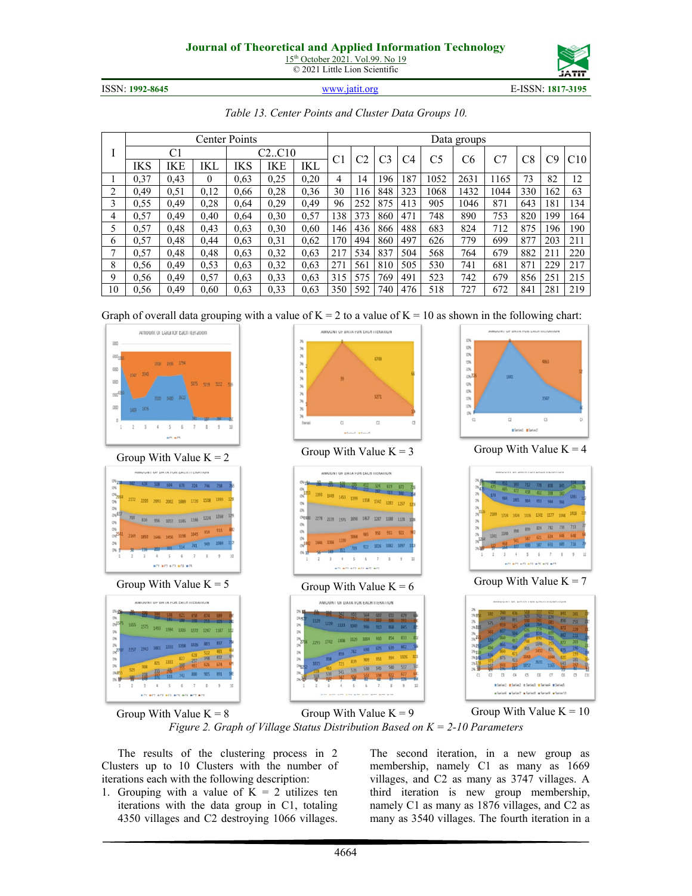*Table 13. Center Points and Cluster Data Groups 10.*

| I | Center Points | | | | | | Data groups | | | | | | | | | |
|---|---|---|---|---|---|---|---|---|---|---|---|---|---|---|---|---|
| | C1 | | | C2..C10 | | | C1 | C2 | C3 | C4 | C5 | C6 | C7 | C8 | C9 | C10 |
| | IKS | IKE | IKL | IKS | IKE | IKL | | | | | | | | | | |
| 1 | 0,37 | 0,43 | 0 | 0,63 | 0,25 | 0,20 | 4 | 14 | 196 | 187 | 1052 | 2631 | 1165 | 73 | 82 | 12 |
| 2 | 0,49 | 0,51 | 0,12 | 0,66 | 0,28 | 0,36 | 30 | 116 | 848 | 323 | 1068 | 1432 | 1044 | 330 | 162 | 63 |
| 3 | 0,55 | 0,49 | 0,28 | 0,64 | 0,29 | 0,49 | 96 | 252 | 875 | 413 | 905 | 1046 | 871 | 643 | 181 | 134 |
| 4 | 0,57 | 0,49 | 0,40 | 0,64 | 0,30 | 0,57 | 138 | 373 | 860 | 471 | 748 | 890 | 753 | 820 | 199 | 164 |
| 5 | 0,57 | 0,48 | 0,43 | 0,63 | 0,30 | 0,60 | 146 | 436 | 866 | 488 | 683 | 824 | 712 | 875 | 196 | 190 |
| 6 | 0,57 | 0,48 | 0,44 | 0,63 | 0,31 | 0,62 | 170 | 494 | 860 | 497 | 626 | 779 | 699 | 877 | 203 | 211 |
| 7 | 0,57 | 0,48 | 0,48 | 0,63 | 0,32 | 0,63 | 217 | 534 | 837 | 504 | 568 | 764 | 679 | 882 | 211 | 220 |
| 8 | 0,56 | 0,49 | 0,53 | 0,63 | 0,32 | 0,63 | 271 | 561 | 810 | 505 | 530 | 741 | 681 | 871 | 229 | 217 |
| 9 | 0,56 | 0,49 | 0,57 | 0,63 | 0,33 | 0,63 | 315 | 575 | 769 | 491 | 523 | 742 | 679 | 856 | 251 | 215 |
| 10 | 0,56 | 0,49 | 0,60 | 0,63 | 0,33 | 0,63 | 350 | 592 | 740 | 476 | 518 | 727 | 672 | 841 | 281 | 219 |

Graph of overall data grouping with a value of K = 2 to a value of K = 10 as shown in the following chart:

Group With Value K = 2

Group With Value K = 3

Group With Value K = 4

Group With Value K = 5

Group With Value K = 6

Group With Value K = 7

Group With Value K = 8

Group With Value K = 9

Group With Value K = 10

*Figure 2. Graph of Village Status Distribution Based on K = 2-10 Parameters*

The results of the clustering process in 2 Clusters up to 10 Clusters with the number of iterations each with the following description:

1. Grouping with a value of K = 2 utilizes ten iterations with the data group in C1, totaling 4350 villages and C2 destroying 1066 villages. The second iteration, in a new group as membership, namely C1 as many as 1669 villages, and C2 as many as 3747 villages. A third iteration is new group membership, namely C1 as many as 1876 villages, and C2 as many as 3540 villages. The fourth iteration in a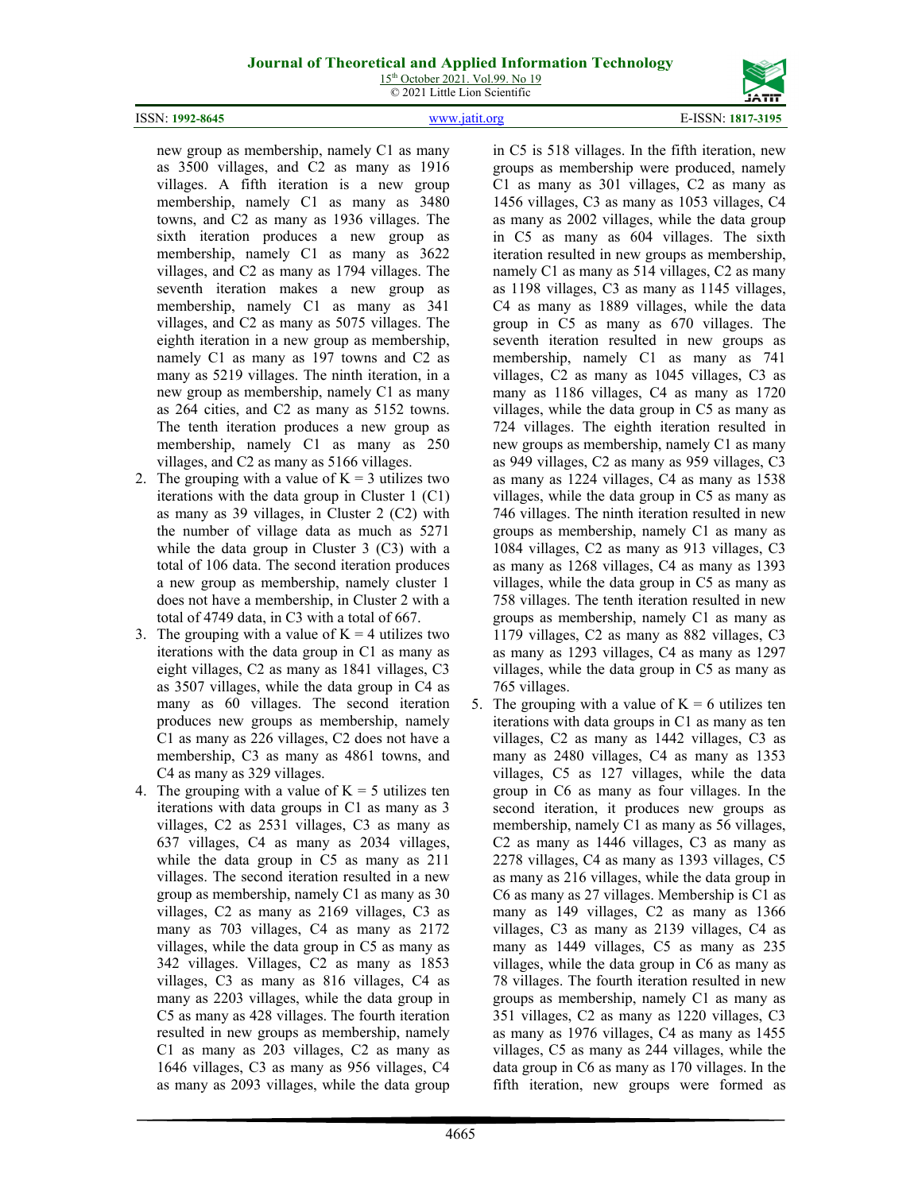new group as membership, namely C1 as many as 3500 villages, and C2 as many as 1916 villages. A fifth iteration is a new group membership, namely C1 as many as 3480 towns, and C2 as many as 1936 villages. The sixth iteration produces a new group as membership, namely C1 as many as 3622 villages, and C2 as many as 1794 villages. The seventh iteration makes a new group as membership, namely C1 as many as 341 villages, and C2 as many as 5075 villages. The eighth iteration in a new group as membership, namely C1 as many as 197 towns and C2 as many as 5219 villages. The ninth iteration, in a new group as membership, namely C1 as many as 264 cities, and C2 as many as 5152 towns. The tenth iteration produces a new group as membership, namely C1 as many as 250 villages, and C2 as many as 5166 villages.

2. The grouping with a value of K = 3 utilizes two iterations with the data group in Cluster 1 (C1) as many as 39 villages, in Cluster 2 (C2) with the number of village data as much as 5271 while the data group in Cluster 3 (C3) with a total of 106 data. The second iteration produces a new group as membership, namely cluster 1 does not have a membership, in Cluster 2 with a total of 4749 data, in C3 with a total of 667.
3. The grouping with a value of K = 4 utilizes two iterations with the data group in C1 as many as eight villages, C2 as many as 1841 villages, C3 as 3507 villages, while the data group in C4 as many as 60 villages. The second iteration produces new groups as membership, namely C1 as many as 226 villages, C2 does not have a membership, C3 as many as 4861 towns, and C4 as many as 329 villages.
4. The grouping with a value of K = 5 utilizes ten iterations with data groups in C1 as many as 3 villages, C2 as 2531 villages, C3 as many as 637 villages, C4 as many as 2034 villages, while the data group in C5 as many as 211 villages. The second iteration resulted in a new group as membership, namely C1 as many as 30 villages, C2 as many as 2169 villages, C3 as many as 703 villages, C4 as many as 2172 villages, while the data group in C5 as many as 342 villages. Villages, C2 as many as 1853 villages, C3 as many as 816 villages, C4 as many as 2203 villages, while the data group in C5 as many as 428 villages. The fourth iteration resulted in new groups as membership, namely C1 as many as 203 villages, C2 as many as 1646 villages, C3 as many as 956 villages, C4 as many as 2093 villages, while the data group in C5 is 518 villages. In the fifth iteration, new groups as membership were produced, namely C1 as many as 301 villages, C2 as many as 1456 villages, C3 as many as 1053 villages, C4 as many as 2002 villages, while the data group in C5 as many as 604 villages. The sixth iteration resulted in new groups as membership, namely C1 as many as 514 villages, C2 as many as 1198 villages, C3 as many as 1145 villages, C4 as many as 1889 villages, while the data group in C5 as many as 670 villages. The seventh iteration resulted in new groups as membership, namely C1 as many as 741 villages, C2 as many as 1045 villages, C3 as many as 1186 villages, C4 as many as 1720 villages, while the data group in C5 as many as 724 villages. The eighth iteration resulted in new groups as membership, namely C1 as many as 949 villages, C2 as many as 959 villages, C3 as many as 1224 villages, C4 as many as 1538 villages, while the data group in C5 as many as 746 villages. The ninth iteration resulted in new groups as membership, namely C1 as many as 1084 villages, C2 as many as 913 villages, C3 as many as 1268 villages, C4 as many as 1393 villages, while the data group in C5 as many as 758 villages. The tenth iteration resulted in new groups as membership, namely C1 as many as 1179 villages, C2 as many as 882 villages, C3 as many as 1293 villages, C4 as many as 1297 villages, while the data group in C5 as many as 765 villages.
5. The grouping with a value of K = 6 utilizes ten iterations with data groups in C1 as many as ten villages, C2 as many as 1442 villages, C3 as many as 2480 villages, C4 as many as 1353 villages, C5 as 127 villages, while the data group in C6 as many as four villages. In the second iteration, it produces new groups as membership, namely C1 as 56 villages, C2 as many as 1446 villages, C3 as many as 2278 villages, C4 as many as 1393 villages, C5 as many as 216 villages, while the data group in C6 as many as 27 villages. Membership is C1 as many as 149 villages, C2 as many as 1366 villages, C3 as many as 2139 villages, C4 as many as 1449 villages, C5 as many as 235 villages, while the data group in C6 as many as 78 villages. The fourth iteration resulted in new groups as membership, namely C1 as many as 351 villages, C2 as many as 1220 villages, C3 as many as 1976 villages, C4 as many as 1455 villages, C5 as many as 244 villages, while the data group in C6 as many as 170 villages. In the fifth iteration, new groups were formed as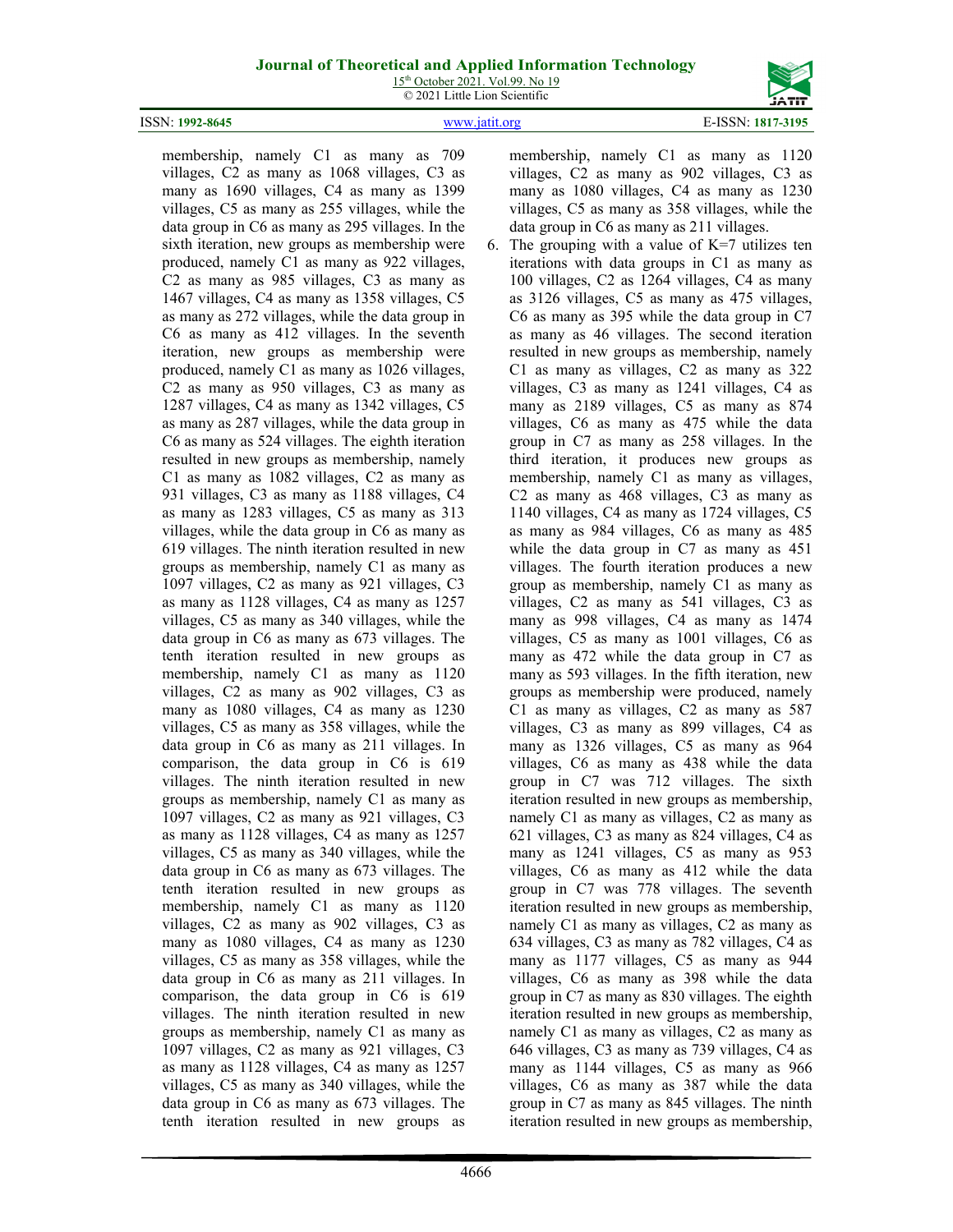membership, namely C1 as many as 709 villages, C2 as many as 1068 villages, C3 as many as 1690 villages, C4 as many as 1399 villages, C5 as many as 255 villages, while the data group in C6 as many as 295 villages. In the sixth iteration, new groups as membership were produced, namely C1 as many as 922 villages, C2 as many as 985 villages, C3 as many as 1467 villages, C4 as many as 1358 villages, C5 as many as 272 villages, while the data group in C6 as many as 412 villages. In the seventh iteration, new groups as membership were produced, namely C1 as many as 1026 villages, C2 as many as 950 villages, C3 as many as 1287 villages, C4 as many as 1342 villages, C5 as many as 287 villages, while the data group in C6 as many as 524 villages. The eighth iteration resulted in new groups as membership, namely C1 as many as 1082 villages, C2 as many as 931 villages, C3 as many as 1188 villages, C4 as many as 1283 villages, C5 as many as 313 villages, while the data group in C6 as many as 619 villages. The ninth iteration resulted in new groups as membership, namely C1 as many as 1097 villages, C2 as many as 921 villages, C3 as many as 1128 villages, C4 as many as 1257 villages, C5 as many as 340 villages, while the data group in C6 as many as 673 villages. The tenth iteration resulted in new groups as membership, namely C1 as many as 1120 villages, C2 as many as 902 villages, C3 as many as 1080 villages, C4 as many as 1230 villages, C5 as many as 358 villages, while the data group in C6 as many as 211 villages. In comparison, the data group in C6 is 619 villages. The ninth iteration resulted in new groups as membership, namely C1 as many as 1097 villages, C2 as many as 921 villages, C3 as many as 1128 villages, C4 as many as 1257 villages, C5 as many as 340 villages, while the data group in C6 as many as 673 villages. The tenth iteration resulted in new groups as membership, namely C1 as many as 1120 villages, C2 as many as 902 villages, C3 as many as 1080 villages, C4 as many as 1230 villages, C5 as many as 358 villages, while the data group in C6 as many as 211 villages. In comparison, the data group in C6 is 619 villages. The ninth iteration resulted in new groups as membership, namely C1 as many as 1097 villages, C2 as many as 921 villages, C3 as many as 1128 villages, C4 as many as 1257 villages, C5 as many as 340 villages, while the data group in C6 as many as 673 villages. The tenth iteration resulted in new groups as membership, namely C1 as many as 1120 villages, C2 as many as 902 villages, C3 as many as 1080 villages, C4 as many as 1230 villages, C5 as many as 358 villages, while the data group in C6 as many as 211 villages.

6. The grouping with a value of K=7 utilizes ten iterations with data groups in C1 as many as 100 villages, C2 as 1264 villages, C4 as many as 3126 villages, C5 as many as 475 villages, C6 as many as 395 while the data group in C7 as many as 46 villages. The second iteration resulted in new groups as membership, namely C1 as many as villages, C2 as many as 322 villages, C3 as many as 1241 villages, C4 as many as 2189 villages, C5 as many as 874 villages, C6 as many as 475 while the data group in C7 as many as 258 villages. In the third iteration, it produces new groups as membership, namely C1 as many as villages, C2 as many as 468 villages, C3 as many as 1140 villages, C4 as many as 1724 villages, C5 as many as 984 villages, C6 as many as 485 while the data group in C7 as many as 451 villages. The fourth iteration produces a new group as membership, namely C1 as many as villages, C2 as many as 541 villages, C3 as many as 998 villages, C4 as many as 1474 villages, C5 as many as 1001 villages, C6 as many as 472 while the data group in C7 as many as 593 villages. In the fifth iteration, new groups as membership were produced, namely C1 as many as villages, C2 as many as 587 villages, C3 as many as 899 villages, C4 as many as 1326 villages, C5 as many as 964 villages, C6 as many as 438 while the data group in C7 was 712 villages. The sixth iteration resulted in new groups as membership, namely C1 as many as villages, C2 as many as 621 villages, C3 as many as 824 villages, C4 as many as 1241 villages, C5 as many as 953 villages, C6 as many as 412 while the data group in C7 was 778 villages. The seventh iteration resulted in new groups as membership, namely C1 as many as villages, C2 as many as 634 villages, C3 as many as 782 villages, C4 as many as 1177 villages, C5 as many as 944 villages, C6 as many as 398 while the data group in C7 as many as 830 villages. The eighth iteration resulted in new groups as membership, namely C1 as many as villages, C2 as many as 646 villages, C3 as many as 739 villages, C4 as many as 1144 villages, C5 as many as 966 villages, C6 as many as 387 while the data group in C7 as many as 845 villages. The ninth iteration resulted in new groups as membership,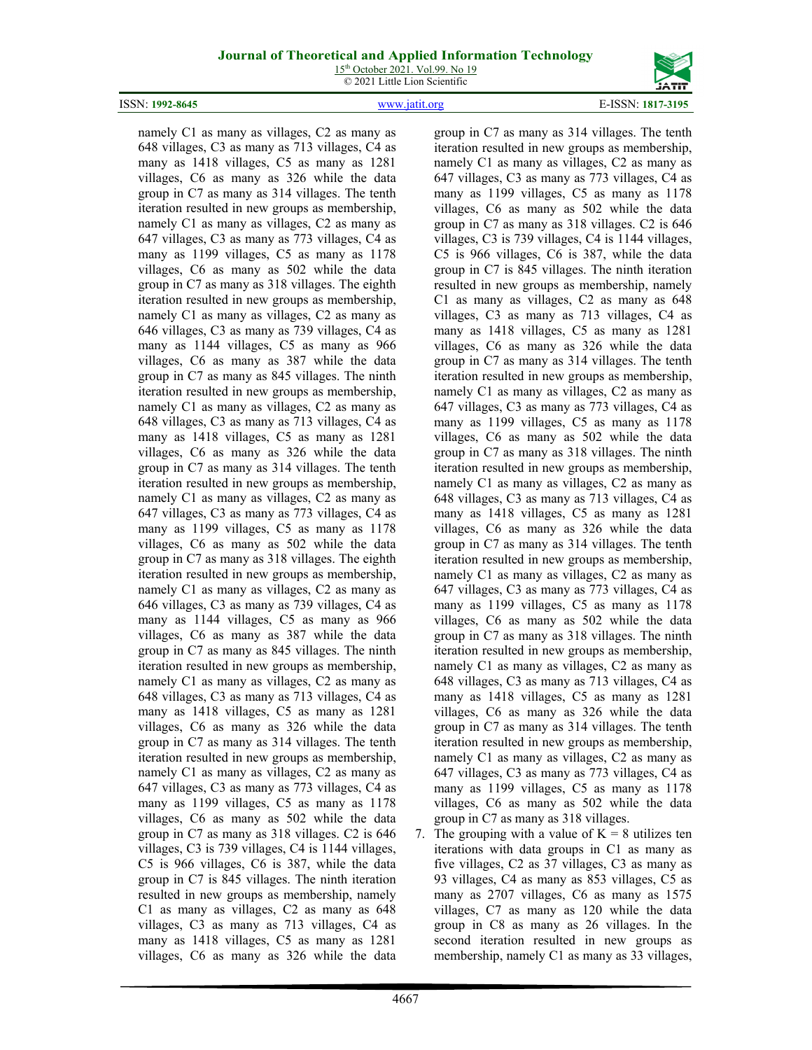namely C1 as many as villages, C2 as many as 648 villages, C3 as many as 713 villages, C4 as many as 1418 villages, C5 as many as 1281 villages, C6 as many as 326 while the data group in C7 as many as 314 villages. The tenth iteration resulted in new groups as membership, namely C1 as many as villages, C2 as many as 647 villages, C3 as many as 773 villages, C4 as many as 1199 villages, C5 as many as 1178 villages, C6 as many as 502 while the data group in C7 as many as 318 villages. The eighth iteration resulted in new groups as membership, namely C1 as many as villages, C2 as many as 646 villages, C3 as many as 739 villages, C4 as many as 1144 villages, C5 as many as 966 villages, C6 as many as 387 while the data group in C7 as many as 845 villages. The ninth iteration resulted in new groups as membership, namely C1 as many as villages, C2 as many as 648 villages, C3 as many as 713 villages, C4 as many as 1418 villages, C5 as many as 1281 villages, C6 as many as 326 while the data group in C7 as many as 314 villages. The tenth iteration resulted in new groups as membership, namely C1 as many as villages, C2 as many as 647 villages, C3 as many as 773 villages, C4 as many as 1199 villages, C5 as many as 1178 villages, C6 as many as 502 while the data group in C7 as many as 318 villages. The eighth iteration resulted in new groups as membership, namely C1 as many as villages, C2 as many as 646 villages, C3 as many as 739 villages, C4 as many as 1144 villages, C5 as many as 966 villages, C6 as many as 387 while the data group in C7 as many as 845 villages. The ninth iteration resulted in new groups as membership, namely C1 as many as villages, C2 as many as 648 villages, C3 as many as 713 villages, C4 as many as 1418 villages, C5 as many as 1281 villages, C6 as many as 326 while the data group in C7 as many as 314 villages. The tenth iteration resulted in new groups as membership, namely C1 as many as villages, C2 as many as 647 villages, C3 as many as 773 villages, C4 as many as 1199 villages, C5 as many as 1178 villages, C6 as many as 502 while the data group in C7 as many as 318 villages. C2 is 646 villages, C3 is 739 villages, C4 is 1144 villages, C5 is 966 villages, C6 is 387, while the data group in C7 is 845 villages. The ninth iteration resulted in new groups as membership, namely C1 as many as villages, C2 as many as 648 villages, C3 as many as 713 villages, C4 as many as 1418 villages, C5 as many as 1281 villages, C6 as many as 326 while the data group in C7 as many as 314 villages. The tenth iteration resulted in new groups as membership, namely C1 as many as villages, C2 as many as 647 villages, C3 as many as 773 villages, C4 as many as 1199 villages, C5 as many as 1178 villages, C6 as many as 502 while the data group in C7 as many as 318 villages. C2 is 646 villages, C3 is 739 villages, C4 is 1144 villages, C5 is 966 villages, C6 is 387, while the data group in C7 is 845 villages. The ninth iteration resulted in new groups as membership, namely C1 as many as villages, C2 as many as 648 villages, C3 as many as 713 villages, C4 as many as 1418 villages, C5 as many as 1281 villages, C6 as many as 326 while the data group in C7 as many as 314 villages. The tenth iteration resulted in new groups as membership, namely C1 as many as villages, C2 as many as 647 villages, C3 as many as 773 villages, C4 as many as 1199 villages, C5 as many as 1178 villages, C6 as many as 502 while the data group in C7 as many as 318 villages. The ninth iteration resulted in new groups as membership, namely C1 as many as villages, C2 as many as 648 villages, C3 as many as 713 villages, C4 as many as 1418 villages, C5 as many as 1281 villages, C6 as many as 326 while the data group in C7 as many as 314 villages. The tenth iteration resulted in new groups as membership, namely C1 as many as villages, C2 as many as 647 villages, C3 as many as 773 villages, C4 as many as 1199 villages, C5 as many as 1178 villages, C6 as many as 502 while the data group in C7 as many as 318 villages. The ninth iteration resulted in new groups as membership, namely C1 as many as villages, C2 as many as 648 villages, C3 as many as 713 villages, C4 as many as 1418 villages, C5 as many as 1281 villages, C6 as many as 326 while the data group in C7 as many as 314 villages. The tenth iteration resulted in new groups as membership, namely C1 as many as villages, C2 as many as 647 villages, C3 as many as 773 villages, C4 as many as 1199 villages, C5 as many as 1178 villages, C6 as many as 502 while the data group in C7 as many as 318 villages.

7. The grouping with a value of K = 8 utilizes ten iterations with data groups in C1 as many as five villages, C2 as 37 villages, C3 as many as 93 villages, C4 as many as 853 villages, C5 as many as 2707 villages, C6 as many as 1575 villages, C7 as many as 120 while the data group in C8 as many as 26 villages. In the second iteration resulted in new groups as membership, namely C1 as many as 33 villages,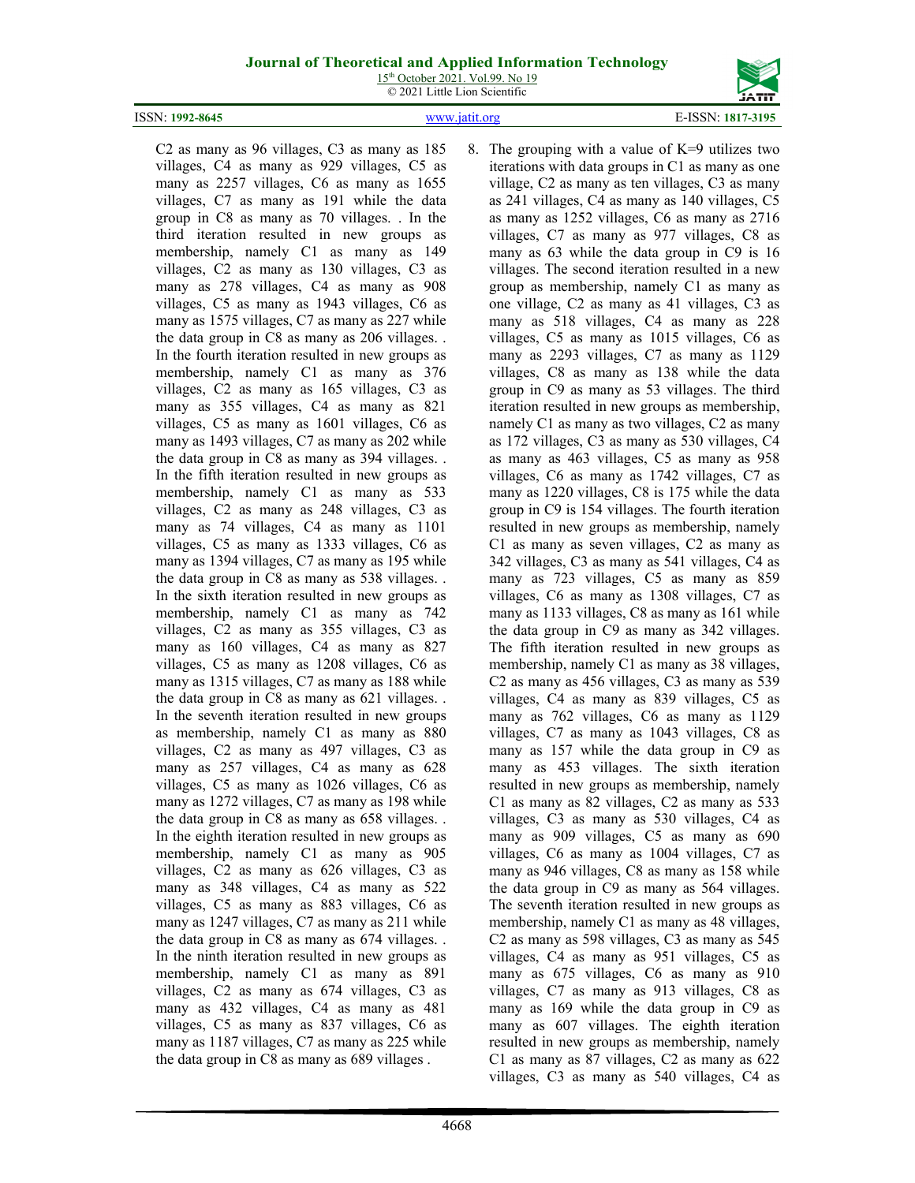C2 as many as 96 villages, C3 as many as 185 villages, C4 as many as 929 villages, C5 as many as 2257 villages, C6 as many as 1655 villages, C7 as many as 191 while the data group in C8 as many as 70 villages. . In the third iteration resulted in new groups as membership, namely C1 as many as 149 villages, C2 as many as 130 villages, C3 as many as 278 villages, C4 as many as 908 villages, C5 as many as 1943 villages, C6 as many as 1575 villages, C7 as many as 227 while the data group in C8 as many as 206 villages. . In the fourth iteration resulted in new groups as membership, namely C1 as many as 376 villages, C2 as many as 165 villages, C3 as many as 355 villages, C4 as many as 821 villages, C5 as many as 1601 villages, C6 as many as 1493 villages, C7 as many as 202 while the data group in C8 as many as 394 villages. . In the fifth iteration resulted in new groups as membership, namely C1 as many as 533 villages, C2 as many as 248 villages, C3 as many as 74 villages, C4 as many as 1101 villages, C5 as many as 1333 villages, C6 as many as 1394 villages, C7 as many as 195 while the data group in C8 as many as 538 villages. . In the sixth iteration resulted in new groups as membership, namely C1 as many as 742 villages, C2 as many as 355 villages, C3 as many as 160 villages, C4 as many as 827 villages, C5 as many as 1208 villages, C6 as many as 1315 villages, C7 as many as 188 while the data group in C8 as many as 621 villages. . In the seventh iteration resulted in new groups as membership, namely C1 as many as 880 villages, C2 as many as 497 villages, C3 as many as 257 villages, C4 as many as 628 villages, C5 as many as 1026 villages, C6 as many as 1272 villages, C7 as many as 198 while the data group in C8 as many as 658 villages. . In the eighth iteration resulted in new groups as membership, namely C1 as many as 905 villages, C2 as many as 626 villages, C3 as many as 348 villages, C4 as many as 522 villages, C5 as many as 883 villages, C6 as many as 1247 villages, C7 as many as 211 while the data group in C8 as many as 674 villages. . In the ninth iteration resulted in new groups as membership, namely C1 as many as 891 villages, C2 as many as 674 villages, C3 as many as 432 villages, C4 as many as 481 villages, C5 as many as 837 villages, C6 as many as 1187 villages, C7 as many as 225 while the data group in C8 as many as 689 villages .

8. The grouping with a value of K=9 utilizes two iterations with data groups in C1 as many as one village, C2 as many as ten villages, C3 as many as 241 villages, C4 as many as 140 villages, C5 as many as 1252 villages, C6 as many as 2716 villages, C7 as many as 977 villages, C8 as many as 63 while the data group in C9 is 16 villages. The second iteration resulted in a new group as membership, namely C1 as many as one village, C2 as many as 41 villages, C3 as many as 518 villages, C4 as many as 228 villages, C5 as many as 1015 villages, C6 as many as 2293 villages, C7 as many as 1129 villages, C8 as many as 138 while the data group in C9 as many as 53 villages. The third iteration resulted in new groups as membership, namely C1 as many as two villages, C2 as many as 172 villages, C3 as many as 530 villages, C4 as many as 463 villages, C5 as many as 958 villages, C6 as many as 1742 villages, C7 as many as 1220 villages, C8 is 175 while the data group in C9 is 154 villages. The fourth iteration resulted in new groups as membership, namely C1 as many as seven villages, C2 as many as 342 villages, C3 as many as 541 villages, C4 as many as 723 villages, C5 as many as 859 villages, C6 as many as 1308 villages, C7 as many as 1133 villages, C8 as many as 161 while the data group in C9 as many as 342 villages. The fifth iteration resulted in new groups as membership, namely C1 as many as 38 villages, C2 as many as 456 villages, C3 as many as 539 villages, C4 as many as 839 villages, C5 as many as 762 villages, C6 as many as 1129 villages, C7 as many as 1043 villages, C8 as many as 157 while the data group in C9 as many as 453 villages. The sixth iteration resulted in new groups as membership, namely C1 as many as 82 villages, C2 as many as 533 villages, C3 as many as 530 villages, C4 as many as 909 villages, C5 as many as 690 villages, C6 as many as 1004 villages, C7 as many as 946 villages, C8 as many as 158 while the data group in C9 as many as 564 villages. The seventh iteration resulted in new groups as membership, namely C1 as many as 48 villages, C2 as many as 598 villages, C3 as many as 545 villages, C4 as many as 951 villages, C5 as many as 675 villages, C6 as many as 910 villages, C7 as many as 913 villages, C8 as many as 169 while the data group in C9 as many as 607 villages. The eighth iteration resulted in new groups as membership, namely C1 as many as 87 villages, C2 as many as 622 villages, C3 as many as 540 villages, C4 as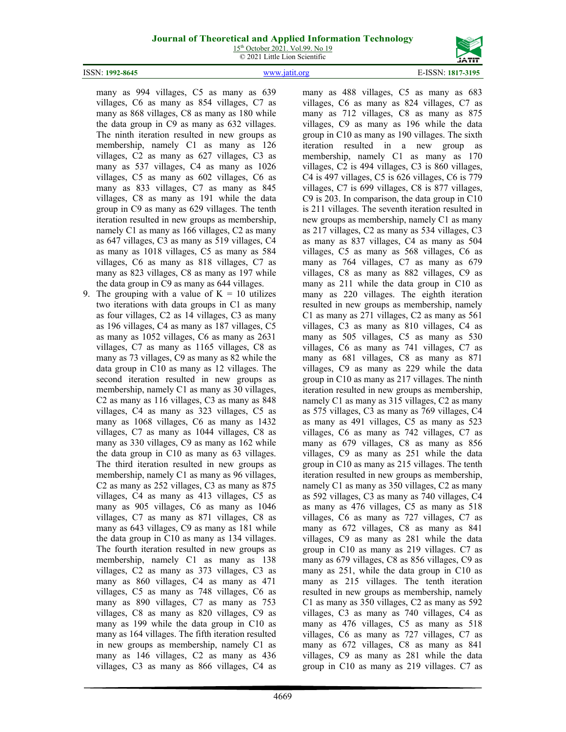many as 994 villages, C5 as many as 639 villages, C6 as many as 854 villages, C7 as many as 868 villages, C8 as many as 180 while the data group in C9 as many as 632 villages. The ninth iteration resulted in new groups as membership, namely C1 as many as 126 villages, C2 as many as 627 villages, C3 as many as 537 villages, C4 as many as 1026 villages, C5 as many as 602 villages, C6 as many as 833 villages, C7 as many as 845 villages, C8 as many as 191 while the data group in C9 as many as 629 villages. The tenth iteration resulted in new groups as membership, namely C1 as many as 166 villages, C2 as many as 647 villages, C3 as many as 519 villages, C4 as many as 1018 villages, C5 as many as 584 villages, C6 as many as 818 villages, C7 as many as 823 villages, C8 as many as 197 while the data group in C9 as many as 644 villages.

9. The grouping with a value of K = 10 utilizes two iterations with data groups in C1 as many as four villages, C2 as 14 villages, C3 as many as 196 villages, C4 as many as 187 villages, C5 as many as 1052 villages, C6 as many as 2631 villages, C7 as many as 1165 villages, C8 as many as 73 villages, C9 as many as 82 while the data group in C10 as many as 12 villages. The second iteration resulted in new groups as membership, namely C1 as many as 30 villages, C2 as many as 116 villages, C3 as many as 848 villages, C4 as many as 323 villages, C5 as many as 1068 villages, C6 as many as 1432 villages, C7 as many as 1044 villages, C8 as many as 330 villages, C9 as many as 162 while the data group in C10 as many as 63 villages. The third iteration resulted in new groups as membership, namely C1 as many as 96 villages, C2 as many as 252 villages, C3 as many as 875 villages, C4 as many as 413 villages, C5 as many as 905 villages, C6 as many as 1046 villages, C7 as many as 871 villages, C8 as many as 643 villages, C9 as many as 181 while the data group in C10 as many as 134 villages. The fourth iteration resulted in new groups as membership, namely C1 as many as 138 villages, C2 as many as 373 villages, C3 as many as 860 villages, C4 as many as 471 villages, C5 as many as 748 villages, C6 as many as 890 villages, C7 as many as 753 villages, C8 as many as 820 villages, C9 as many as 199 while the data group in C10 as many as 164 villages. The fifth iteration resulted in new groups as membership, namely C1 as many as 146 villages, C2 as many as 436 villages, C3 as many as 866 villages, C4 as many as 488 villages, C5 as many as 683 villages, C6 as many as 824 villages, C7 as many as 712 villages, C8 as many as 875 villages, C9 as many as 196 while the data group in C10 as many as 190 villages. The sixth iteration resulted in a new group as membership, namely C1 as many as 170 villages, C2 is 494 villages, C3 is 860 villages, C4 is 497 villages, C5 is 626 villages, C6 is 779 villages, C7 is 699 villages, C8 is 877 villages, C9 is 203. In comparison, the data group in C10 is 211 villages. The seventh iteration resulted in new groups as membership, namely C1 as many as 217 villages, C2 as many as 534 villages, C3 as many as 837 villages, C4 as many as 504 villages, C5 as many as 568 villages, C6 as many as 764 villages, C7 as many as 679 villages, C8 as many as 882 villages, C9 as many as 211 while the data group in C10 as many as 220 villages. The eighth iteration resulted in new groups as membership, namely C1 as many as 271 villages, C2 as many as 561 villages, C3 as many as 810 villages, C4 as many as 505 villages, C5 as many as 530 villages, C6 as many as 741 villages, C7 as many as 681 villages, C8 as many as 871 villages, C9 as many as 229 while the data group in C10 as many as 217 villages. The ninth iteration resulted in new groups as membership, namely C1 as many as 315 villages, C2 as many as 575 villages, C3 as many as 769 villages, C4 as many as 491 villages, C5 as many as 523 villages, C6 as many as 742 villages, C7 as many as 679 villages, C8 as many as 856 villages, C9 as many as 251 while the data group in C10 as many as 215 villages. The tenth iteration resulted in new groups as membership, namely C1 as many as 350 villages, C2 as many as 592 villages, C3 as many as 740 villages, C4 as many as 476 villages, C5 as many as 518 villages, C6 as many as 727 villages, C7 as many as 672 villages, C8 as many as 841 villages, C9 as many as 281 while the data group in C10 as many as 219 villages. C7 as many as 679 villages, C8 as 856 villages, C9 as many as 251, while the data group in C10 as many as 215 villages. The tenth iteration resulted in new groups as membership, namely C1 as many as 350 villages, C2 as many as 592 villages, C3 as many as 740 villages, C4 as many as 476 villages, C5 as many as 518 villages, C6 as many as 727 villages, C7 as many as 672 villages, C8 as many as 841 villages, C9 as many as 281 while the data group in C10 as many as 219 villages. C7 as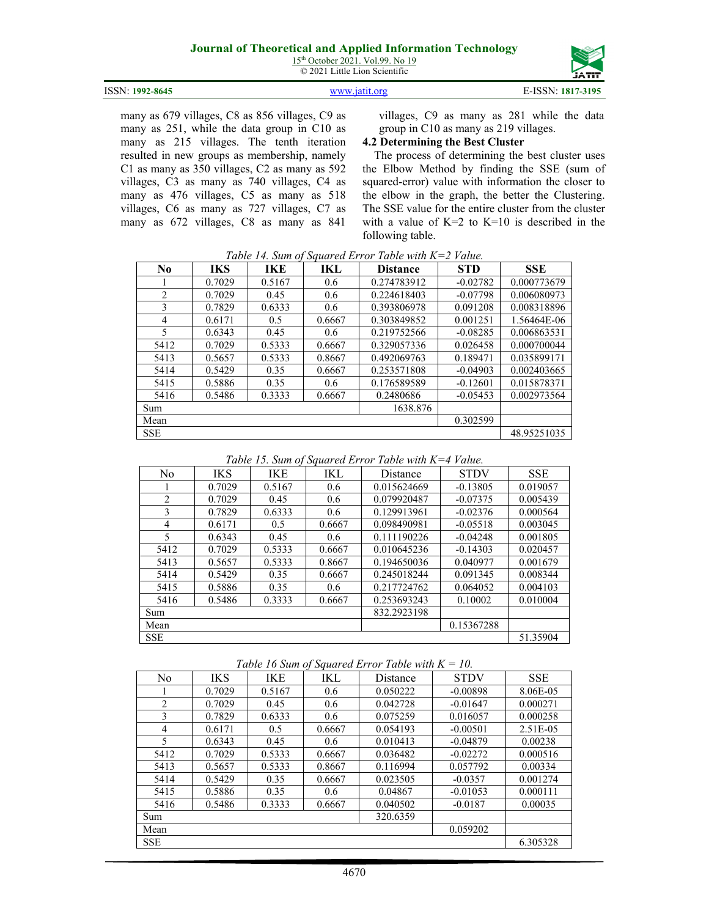many as 679 villages, C8 as 856 villages, C9 as many as 251, while the data group in C10 as many as 215 villages. The tenth iteration resulted in new groups as membership, namely C1 as many as 350 villages, C2 as many as 592 villages, C3 as many as 740 villages, C4 as many as 476 villages, C5 as many as 518 villages, C6 as many as 727 villages, C7 as many as 672 villages, C8 as many as 841 villages, C9 as many as 281 while the data group in C10 as many as 219 villages.

### 4.2 Determining the Best Cluster

The process of determining the best cluster uses the Elbow Method by finding the SSE (sum of squared-error) value with information the closer to the elbow in the graph, the better the Clustering. The SSE value for the entire cluster from the cluster with a value of K=2 to K=10 is described in the following table.

*Table 14. Sum of Squared Error Table with K=2 Value.*

| No | IKS | IKE | IKL | Distance | STD | SSE |
|---|---|---|---|---|---|---|
| 1 | 0.7029 | 0.5167 | 0.6 | 0.274783912 | -0.02782 | 0.000773679 |
| 2 | 0.7029 | 0.45 | 0.6 | 0.224618403 | -0.07798 | 0.006080973 |
| 3 | 0.7829 | 0.6333 | 0.6 | 0.393806978 | 0.091208 | 0.008318896 |
| 4 | 0.6171 | 0.5 | 0.6667 | 0.303849852 | 0.001251 | 1.56464E-06 |
| 5 | 0.6343 | 0.45 | 0.6 | 0.219752566 | -0.08285 | 0.006863531 |
| 5412 | 0.7029 | 0.5333 | 0.6667 | 0.329057336 | 0.026458 | 0.000700044 |
| 5413 | 0.5657 | 0.5333 | 0.8667 | 0.492069763 | 0.189471 | 0.035899171 |
| 5414 | 0.5429 | 0.35 | 0.6667 | 0.253571808 | -0.04903 | 0.002403665 |
| 5415 | 0.5886 | 0.35 | 0.6 | 0.176589589 | -0.12601 | 0.015878371 |
| 5416 | 0.5486 | 0.3333 | 0.6667 | 0.2480686 | -0.05453 | 0.002973564 |
| Sum | | | | 1638.876 | | |
| Mean | | | | | 0.302599 | |
| SSE | | | | | | 48.95251035 |

*Table 15. Sum of Squared Error Table with K=4 Value.*

| No | IKS | IKE | IKL | Distance | STDV | SSE |
|---|---|---|---|---|---|---|
| 1 | 0.7029 | 0.5167 | 0.6 | 0.015624669 | -0.13805 | 0.019057 |
| 2 | 0.7029 | 0.45 | 0.6 | 0.079920487 | -0.07375 | 0.005439 |
| 3 | 0.7829 | 0.6333 | 0.6 | 0.129913961 | -0.02376 | 0.000564 |
| 4 | 0.6171 | 0.5 | 0.6667 | 0.098490981 | -0.05518 | 0.003045 |
| 5 | 0.6343 | 0.45 | 0.6 | 0.111190226 | -0.04248 | 0.001805 |
| 5412 | 0.7029 | 0.5333 | 0.6667 | 0.010645236 | -0.14303 | 0.020457 |
| 5413 | 0.5657 | 0.5333 | 0.8667 | 0.194650036 | 0.040977 | 0.001679 |
| 5414 | 0.5429 | 0.35 | 0.6667 | 0.245018244 | 0.091345 | 0.008344 |
| 5415 | 0.5886 | 0.35 | 0.6 | 0.217724762 | 0.064052 | 0.004103 |
| 5416 | 0.5486 | 0.3333 | 0.6667 | 0.253693243 | 0.10002 | 0.010004 |
| Sum | | | | 832.2923198 | | |
| Mean | | | | | 0.15367288 | |
| SSE | | | | | | 51.35904 |

*Table 16 Sum of Squared Error Table with K = 10.*

| No | IKS | IKE | IKL | Distance | STDV | SSE |
|---|---|---|---|---|---|---|
| 1 | 0.7029 | 0.5167 | 0.6 | 0.050222 | -0.00898 | 8.06E-05 |
| 2 | 0.7029 | 0.45 | 0.6 | 0.042728 | -0.01647 | 0.000271 |
| 3 | 0.7829 | 0.6333 | 0.6 | 0.075259 | 0.016057 | 0.000258 |
| 4 | 0.6171 | 0.5 | 0.6667 | 0.054193 | -0.00501 | 2.51E-05 |
| 5 | 0.6343 | 0.45 | 0.6 | 0.010413 | -0.04879 | 0.00238 |
| 5412 | 0.7029 | 0.5333 | 0.6667 | 0.036482 | -0.02272 | 0.000516 |
| 5413 | 0.5657 | 0.5333 | 0.8667 | 0.116994 | 0.057792 | 0.00334 |
| 5414 | 0.5429 | 0.35 | 0.6667 | 0.023505 | -0.0357 | 0.001274 |
| 5415 | 0.5886 | 0.35 | 0.6 | 0.04867 | -0.01053 | 0.000111 |
| 5416 | 0.5486 | 0.3333 | 0.6667 | 0.040502 | -0.0187 | 0.00035 |
| Sum | | | | 320.6359 | | |
| Mean | | | | | 0.059202 | |
| SSE | | | | | | 6.305328 |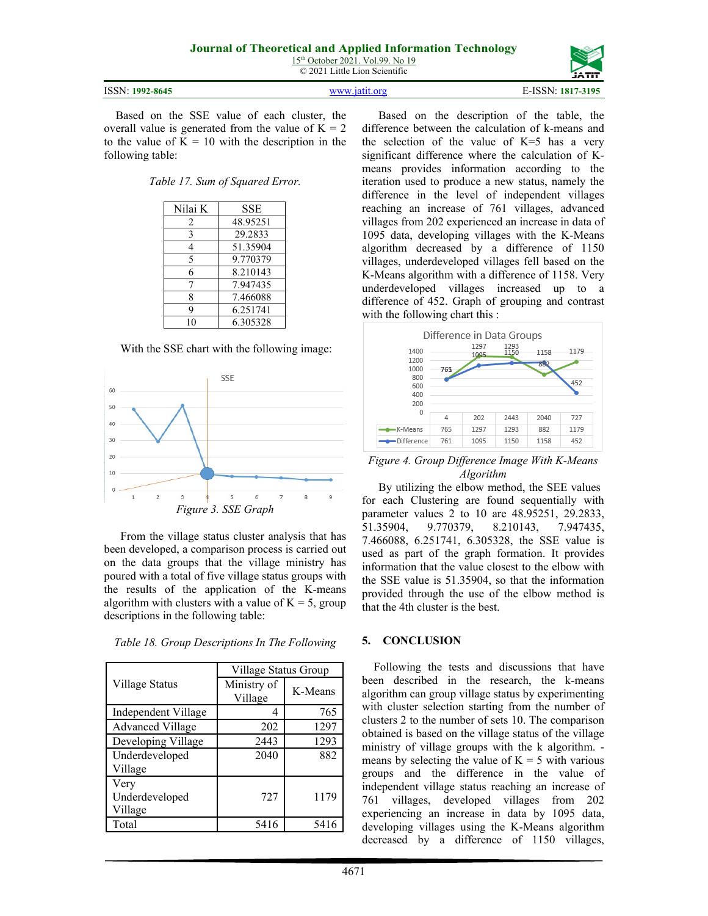Based on the SSE value of each cluster, the overall value is generated from the value of K = 2 to the value of K = 10 with the description in the following table:

*Table 17. Sum of Squared Error.*

| Nilai K | SSE |
|---|---|
| 2 | 48.95251 |
| 3 | 29.2833 |
| 4 | 51.35904 |
| 5 | 9.770379 |
| 6 | 8.210143 |
| 7 | 7.947435 |
| 8 | 7.466088 |
| 9 | 6.251741 |
| 10 | 6.305328 |

With the SSE chart with the following image:

*Figure 3. SSE Graph*

From the village status cluster analysis that has been developed, a comparison process is carried out on the data groups that the village ministry has poured with a total of five village status groups with the results of the application of the K-means algorithm with clusters with a value of K = 5, group descriptions in the following table:

*Table 18. Group Descriptions In The Following*

| Village Status | Village Status Group | |
|---|---|---|
| | Ministry of Village | K-Means |
| Independent Village | 4 | 765 |
| Advanced Village | 202 | 1297 |
| Developing Village | 2443 | 1293 |
| Underdeveloped Village | 2040 | 882 |
| Very Underdeveloped Village | 727 | 1179 |
| Total | 5416 | 5416 |

Based on the description of the table, the difference between the calculation of k-means and the selection of the value of K=5 has a very significant difference where the calculation of K-means provides information according to the iteration used to produce a new status, namely the difference in the level of independent villages reaching an increase of 761 villages, advanced villages from 202 experienced an increase in data of 1095 data, developing villages with the K-Means algorithm decreased by a difference of 1150 villages, underdeveloped villages fell based on the K-Means algorithm with a difference of 1158. Very underdeveloped villages increased up to a difference of 452. Graph of grouping and contrast with the following chart this :

Difference in Data Groups

| | 4 | 202 | 2443 | 2040 | 727 |
|---|---|---|---|---|---|
| K-Means | 765 | 1297 | 1293 | 882 | 1179 |
| Difference | 761 | 1095 | 1150 | 1158 | 452 |

*Figure 4. Group Difference Image With K-Means Algorithm*

By utilizing the elbow method, the SEE values for each Clustering are found sequentially with parameter values 2 to 10 are 48.95251, 29.2833, 51.35904, 9.770379, 8.210143, 7.947435, 7.466088, 6.251741, 6.305328, the SSE value is used as part of the graph formation. It provides information that the value closest to the elbow with the SSE value is 51.35904, so that the information provided through the use of the elbow method is that the 4th cluster is the best.

## 5. CONCLUSION

Following the tests and discussions that have been described in the research, the k-means algorithm can group village status by experimenting with cluster selection starting from the number of clusters 2 to the number of sets 10. The comparison obtained is based on the village status of the village ministry of village groups with the k algorithm. -means by selecting the value of K = 5 with various groups and the difference in the value of independent village status reaching an increase of 761 villages, developed villages from 202 experiencing an increase in data by 1095 data, developing villages using the K-Means algorithm decreased by a difference of 1150 villages,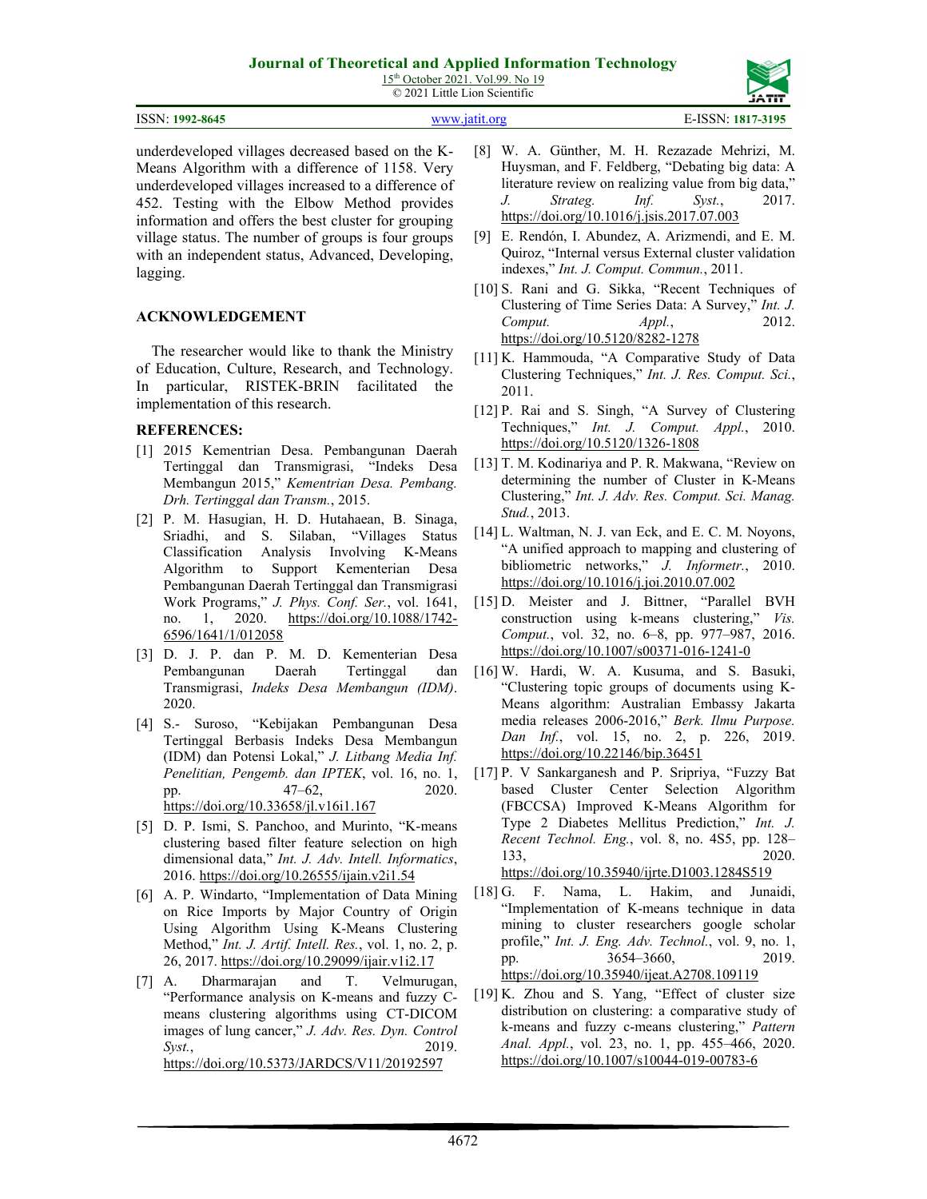underdeveloped villages decreased based on the K-Means Algorithm with a difference of 1158. Very underdeveloped villages increased to a difference of 452. Testing with the Elbow Method provides information and offers the best cluster for grouping village status. The number of groups is four groups with an independent status, Advanced, Developing, lagging.

## ACKNOWLEDGEMENT

The researcher would like to thank the Ministry of Education, Culture, Research, and Technology. In particular, RISTEK-BRIN facilitated the implementation of this research.

## REFERENCES:

[1] 2015 Kementrian Desa. Pembangunan Daerah Tertinggal dan Transmigrasi, "Indeks Desa Membangun 2015," *Kementrian Desa. Pembang. Drh. Tertinggal dan Transm.*, 2015.

[2] P. M. Hasugian, H. D. Hutahaean, B. Sinaga, Sriadhi, and S. Silaban, "Villages Status Classification Analysis Involving K-Means Algorithm to Support Kementerian Desa Pembangunan Daerah Tertinggal dan Transmigrasi Work Programs," *J. Phys. Conf. Ser.*, vol. 1641, no. 1, 2020. https://doi.org/10.1088/1742-6596/1641/1/012058

[3] D. J. P. dan P. M. D. Kementerian Desa Pembangunan Daerah Tertinggal dan Transmigrasi, *Indeks Desa Membangun (IDM)*. 2020.

[4] S.- Suroso, "Kebijakan Pembangunan Desa Tertinggal Berbasis Indeks Desa Membangun (IDM) dan Potensi Lokal," *J. Litbang Media Inf. Penelitian, Pengemb. dan IPTEK*, vol. 16, no. 1, pp. 47–62, 2020. https://doi.org/10.33658/jl.v16i1.167

[5] D. P. Ismi, S. Panchoo, and Murinto, "K-means clustering based filter feature selection on high dimensional data," *Int. J. Adv. Intell. Informatics*, 2016. https://doi.org/10.26555/ijain.v2i1.54

[6] A. P. Windarto, "Implementation of Data Mining on Rice Imports by Major Country of Origin Using Algorithm Using K-Means Clustering Method," *Int. J. Artif. Intell. Res.*, vol. 1, no. 2, p. 26, 2017. https://doi.org/10.29099/ijair.v1i2.17

[7] A. Dharmarajan and T. Velmurugan, "Performance analysis on K-means and fuzzy C-means clustering algorithms using CT-DICOM images of lung cancer," *J. Adv. Res. Dyn. Control Syst.*, 2019. https://doi.org/10.5373/JARDCS/V11/20192597

[8] W. A. Günther, M. H. Rezazade Mehrizi, M. Huysman, and F. Feldberg, "Debating big data: A literature review on realizing value from big data," *J. Strateg. Inf. Syst.*, 2017. https://doi.org/10.1016/j.jsis.2017.07.003

[9] E. Rendón, I. Abundez, A. Arizmendi, and E. M. Quiroz, "Internal versus External cluster validation indexes," *Int. J. Comput. Commun.*, 2011.

[10] S. Rani and G. Sikka, "Recent Techniques of Clustering of Time Series Data: A Survey," *Int. J. Comput. Appl.*, 2012. https://doi.org/10.5120/8282-1278

[11] K. Hammouda, "A Comparative Study of Data Clustering Techniques," *Int. J. Res. Comput. Sci.*, 2011.

[12] P. Rai and S. Singh, "A Survey of Clustering Techniques," *Int. J. Comput. Appl.*, 2010. https://doi.org/10.5120/1326-1808

[13] T. M. Kodinariya and P. R. Makwana, "Review on determining the number of Cluster in K-Means Clustering," *Int. J. Adv. Res. Comput. Sci. Manag. Stud.*, 2013.

[14] L. Waltman, N. J. van Eck, and E. C. M. Noyons, "A unified approach to mapping and clustering of bibliometric networks," *J. Informetr.*, 2010. https://doi.org/10.1016/j.joi.2010.07.002

[15] D. Meister and J. Bittner, "Parallel BVH construction using k-means clustering," *Vis. Comput.*, vol. 32, no. 6–8, pp. 977–987, 2016. https://doi.org/10.1007/s00371-016-1241-0

[16] W. Hardi, W. A. Kusuma, and S. Basuki, "Clustering topic groups of documents using K-Means algorithm: Australian Embassy Jakarta media releases 2006-2016," *Berk. Ilmu Purpose. Dan Inf.*, vol. 15, no. 2, p. 226, 2019. https://doi.org/10.22146/bip.36451

[17] P. V Sankarganesh and P. Sripriya, "Fuzzy Bat based Cluster Center Selection Algorithm (FBCCSA) Improved K-Means Algorithm for Type 2 Diabetes Mellitus Prediction," *Int. J. Recent Technol. Eng.*, vol. 8, no. 4S5, pp. 128–133, 2020. https://doi.org/10.35940/ijrte.D1003.1284S519

[18] G. F. Nama, L. Hakim, and Junaidi, "Implementation of K-means technique in data mining to cluster researchers google scholar profile," *Int. J. Eng. Adv. Technol.*, vol. 9, no. 1, pp. 3654–3660, 2019. https://doi.org/10.35940/ijeat.A2708.109119

[19] K. Zhou and S. Yang, "Effect of cluster size distribution on clustering: a comparative study of k-means and fuzzy c-means clustering," *Pattern Anal. Appl.*, vol. 23, no. 1, pp. 455–466, 2020. https://doi.org/10.1007/s10044-019-00783-6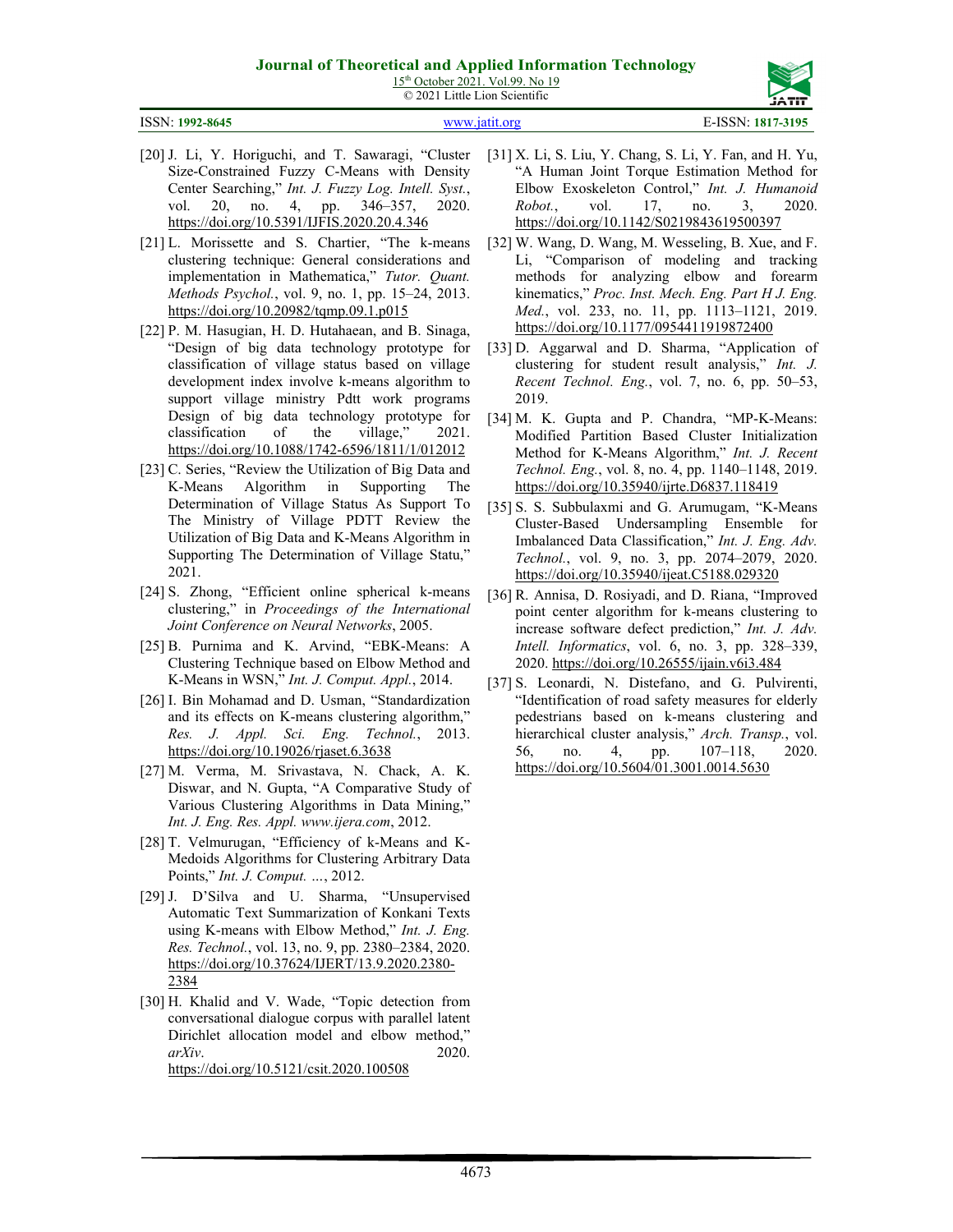[20] J. Li, Y. Horiguchi, and T. Sawaragi, "Cluster Size-Constrained Fuzzy C-Means with Density Center Searching," *Int. J. Fuzzy Log. Intell. Syst.*, vol. 20, no. 4, pp. 346–357, 2020. https://doi.org/10.5391/IJFIS.2020.20.4.346

[21] L. Morissette and S. Chartier, "The k-means clustering technique: General considerations and implementation in Mathematica," *Tutor. Quant. Methods Psychol.*, vol. 9, no. 1, pp. 15–24, 2013. https://doi.org/10.20982/tqmp.09.1.p015

[22] P. M. Hasugian, H. D. Hutahaean, and B. Sinaga, "Design of big data technology prototype for classification of village status based on village development index involve k-means algorithm to support village ministry Pdtt work programs Design of big data technology prototype for classification of the village," 2021. https://doi.org/10.1088/1742-6596/1811/1/012012

[23] C. Series, "Review the Utilization of Big Data and K-Means Algorithm in Supporting The Determination of Village Status As Support To The Ministry of Village PDTT Review the Utilization of Big Data and K-Means Algorithm in Supporting The Determination of Village Statu," 2021.

[24] S. Zhong, "Efficient online spherical k-means clustering," in *Proceedings of the International Joint Conference on Neural Networks*, 2005.

[25] B. Purnima and K. Arvind, "EBK-Means: A Clustering Technique based on Elbow Method and K-Means in WSN," *Int. J. Comput. Appl.*, 2014.

[26] I. Bin Mohamad and D. Usman, "Standardization and its effects on K-means clustering algorithm," *Res. J. Appl. Sci. Eng. Technol.*, 2013. https://doi.org/10.19026/rjaset.6.3638

[27] M. Verma, M. Srivastava, N. Chack, A. K. Diswar, and N. Gupta, "A Comparative Study of Various Clustering Algorithms in Data Mining," *Int. J. Eng. Res. Appl. www.ijera.com*, 2012.

[28] T. Velmurugan, "Efficiency of k-Means and K-Medoids Algorithms for Clustering Arbitrary Data Points," *Int. J. Comput. …*, 2012.

[29] J. D'Silva and U. Sharma, "Unsupervised Automatic Text Summarization of Konkani Texts using K-means with Elbow Method," *Int. J. Eng. Res. Technol.*, vol. 13, no. 9, pp. 2380–2384, 2020. https://doi.org/10.37624/IJERT/13.9.2020.2380-2384

[30] H. Khalid and V. Wade, "Topic detection from conversational dialogue corpus with parallel latent Dirichlet allocation model and elbow method," *arXiv*. 2020. https://doi.org/10.5121/csit.2020.100508

[31] X. Li, S. Liu, Y. Chang, S. Li, Y. Fan, and H. Yu, "A Human Joint Torque Estimation Method for Elbow Exoskeleton Control," *Int. J. Humanoid Robot.*, vol. 17, no. 3, 2020. https://doi.org/10.1142/S0219843619500397

[32] W. Wang, D. Wang, M. Wesseling, B. Xue, and F. Li, "Comparison of modeling and tracking methods for analyzing elbow and forearm kinematics," *Proc. Inst. Mech. Eng. Part H J. Eng. Med.*, vol. 233, no. 11, pp. 1113–1121, 2019. https://doi.org/10.1177/0954411919872400

[33] D. Aggarwal and D. Sharma, "Application of clustering for student result analysis," *Int. J. Recent Technol. Eng.*, vol. 7, no. 6, pp. 50–53, 2019.

[34] M. K. Gupta and P. Chandra, "MP-K-Means: Modified Partition Based Cluster Initialization Method for K-Means Algorithm," *Int. J. Recent Technol. Eng.*, vol. 8, no. 4, pp. 1140–1148, 2019. https://doi.org/10.35940/ijrte.D6837.118419

[35] S. S. Subbulaxmi and G. Arumugam, "K-Means Cluster-Based Undersampling Ensemble for Imbalanced Data Classification," *Int. J. Eng. Adv. Technol.*, vol. 9, no. 3, pp. 2074–2079, 2020. https://doi.org/10.35940/ijeat.C5188.029320

[36] R. Annisa, D. Rosiyadi, and D. Riana, "Improved point center algorithm for k-means clustering to increase software defect prediction," *Int. J. Adv. Intell. Informatics*, vol. 6, no. 3, pp. 328–339, 2020. https://doi.org/10.26555/ijain.v6i3.484

[37] S. Leonardi, N. Distefano, and G. Pulvirenti, "Identification of road safety measures for elderly pedestrians based on k-means clustering and hierarchical cluster analysis," *Arch. Transp.*, vol. 56, no. 4, pp. 107–118, 2020. https://doi.org/10.5604/01.3001.0014.5630